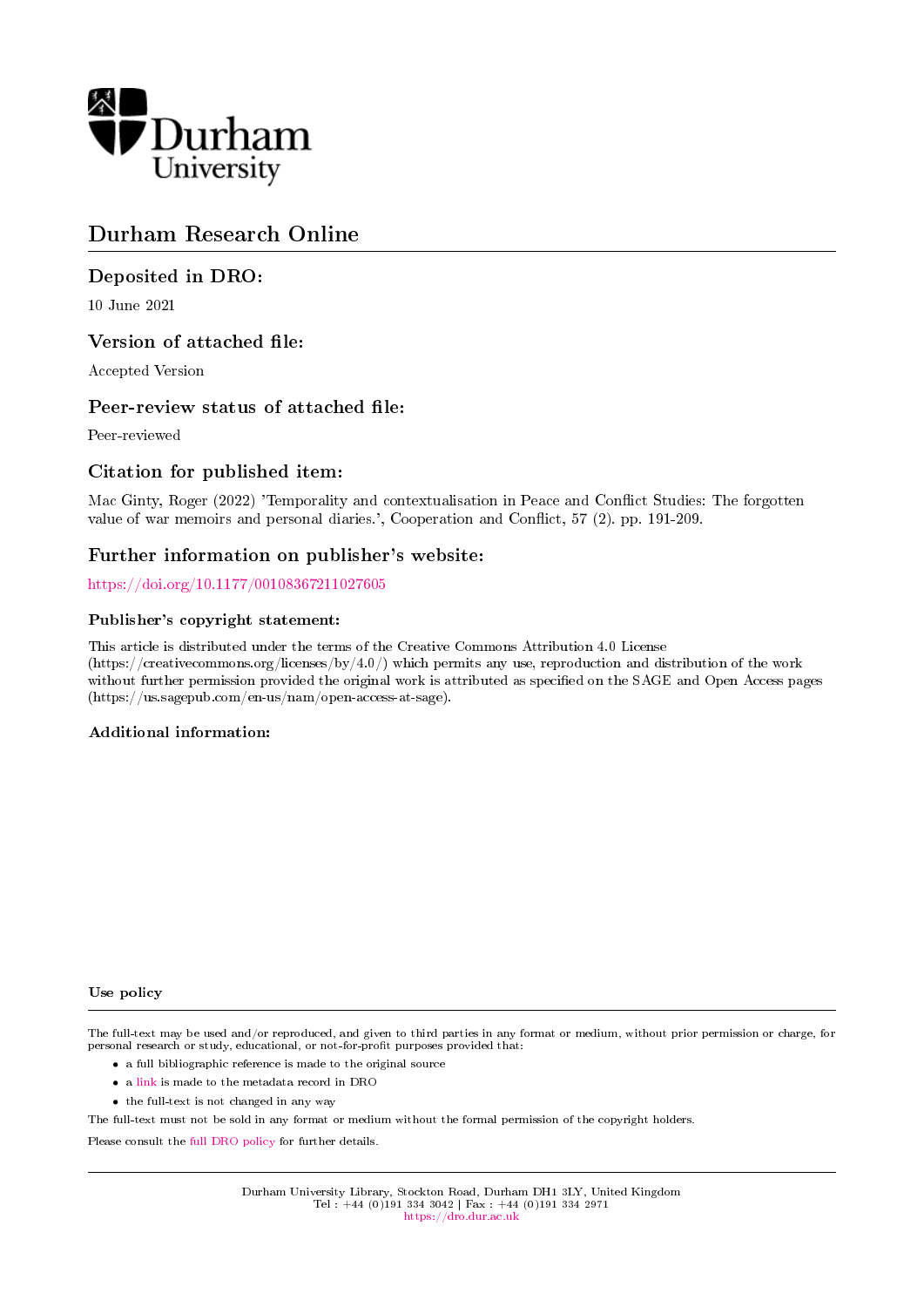# Durham Research Online

## Deposited in DRO:

10 June 2021

## Version of attached file:

Accepted Version

## Peer-review status of attached file:

Peer-reviewed

## Citation for published item:

Mac Ginty, Roger (2022) 'Temporality and contextualisation in Peace and Conflict Studies: The forgotten value of war memoirs and personal diaries.', Cooperation and Conflict, 57 (2). pp. 191-209.

## Further information on publisher's website:

https://doi.org/10.1177/00108367211027605

### Publisher's copyright statement:

This article is distributed under the terms of the Creative Commons Attribution 4.0 License (https://creativecommons.org/licenses/by/4.0/) which permits any use, reproduction and distribution of the work without further permission provided the original work is attributed as specified on the SAGE and Open Access pages (https://us.sagepub.com/en-us/nam/open-access-at-sage).

### Additional information:

### Use policy

The full-text may be used and/or reproduced, and given to third parties in any format or medium, without prior permission or charge, for personal research or study, educational, or not-for-profit purposes provided that:

- a full bibliographic reference is made to the original source
- a link is made to the metadata record in DRO
- the full-text is not changed in any way

The full-text must not be sold in any format or medium without the formal permission of the copyright holders.

Please consult the full DRO policy for further details.

Durham University Library, Stockton Road, Durham DH1 3LY, United Kingdom
Tel : +44 (0)191 334 3042 | Fax : +44 (0)191 334 2971
https://dro.dur.ac.uk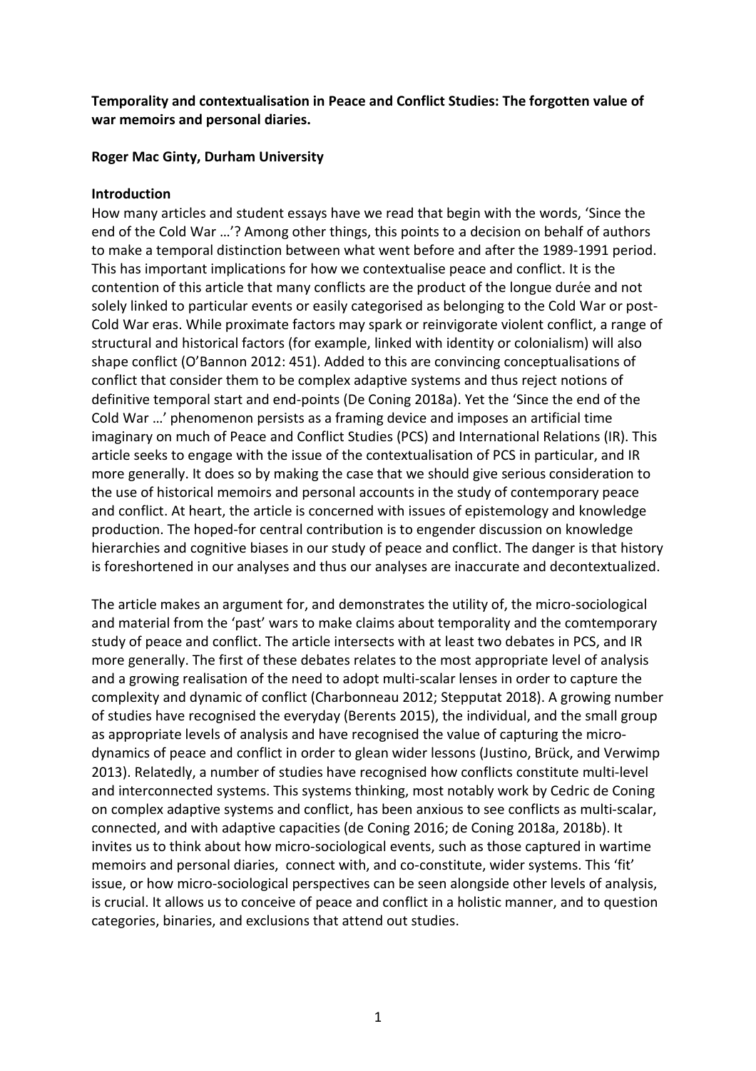**Temporality and contextualisation in Peace and Conflict Studies: The forgotten value of war memoirs and personal diaries.**

**Roger Mac Ginty, Durham University**

**Introduction**

How many articles and student essays have we read that begin with the words, 'Since the end of the Cold War …'? Among other things, this points to a decision on behalf of authors to make a temporal distinction between what went before and after the 1989-1991 period. This has important implications for how we contextualise peace and conflict. It is the contention of this article that many conflicts are the product of the longue durée and not solely linked to particular events or easily categorised as belonging to the Cold War or post-Cold War eras. While proximate factors may spark or reinvigorate violent conflict, a range of structural and historical factors (for example, linked with identity or colonialism) will also shape conflict (O'Bannon 2012: 451). Added to this are convincing conceptualisations of conflict that consider them to be complex adaptive systems and thus reject notions of definitive temporal start and end-points (De Coning 2018a). Yet the 'Since the end of the Cold War …' phenomenon persists as a framing device and imposes an artificial time imaginary on much of Peace and Conflict Studies (PCS) and International Relations (IR). This article seeks to engage with the issue of the contextualisation of PCS in particular, and IR more generally. It does so by making the case that we should give serious consideration to the use of historical memoirs and personal accounts in the study of contemporary peace and conflict. At heart, the article is concerned with issues of epistemology and knowledge production. The hoped-for central contribution is to engender discussion on knowledge hierarchies and cognitive biases in our study of peace and conflict. The danger is that history is foreshortened in our analyses and thus our analyses are inaccurate and decontextualized.

The article makes an argument for, and demonstrates the utility of, the micro-sociological and material from the 'past' wars to make claims about temporality and the comtemporary study of peace and conflict. The article intersects with at least two debates in PCS, and IR more generally. The first of these debates relates to the most appropriate level of analysis and a growing realisation of the need to adopt multi-scalar lenses in order to capture the complexity and dynamic of conflict (Charbonneau 2012; Stepputat 2018). A growing number of studies have recognised the everyday (Berents 2015), the individual, and the small group as appropriate levels of analysis and have recognised the value of capturing the micro-dynamics of peace and conflict in order to glean wider lessons (Justino, Brück, and Verwimp 2013). Relatedly, a number of studies have recognised how conflicts constitute multi-level and interconnected systems. This systems thinking, most notably work by Cedric de Coning on complex adaptive systems and conflict, has been anxious to see conflicts as multi-scalar, connected, and with adaptive capacities (de Coning 2016; de Coning 2018a, 2018b). It invites us to think about how micro-sociological events, such as those captured in wartime memoirs and personal diaries, connect with, and co-constitute, wider systems. This 'fit' issue, or how micro-sociological perspectives can be seen alongside other levels of analysis, is crucial. It allows us to conceive of peace and conflict in a holistic manner, and to question categories, binaries, and exclusions that attend out studies.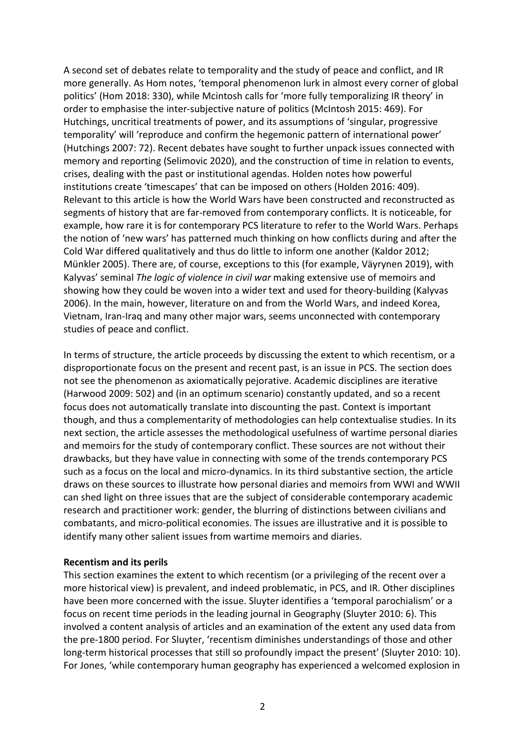A second set of debates relate to temporality and the study of peace and conflict, and IR more generally. As Hom notes, 'temporal phenomenon lurk in almost every corner of global politics' (Hom 2018: 330), while Mcintosh calls for 'more fully temporalizing IR theory' in order to emphasise the inter-subjective nature of politics (McIntosh 2015: 469). For Hutchings, uncritical treatments of power, and its assumptions of 'singular, progressive temporality' will 'reproduce and confirm the hegemonic pattern of international power' (Hutchings 2007: 72). Recent debates have sought to further unpack issues connected with memory and reporting (Selimovic 2020), and the construction of time in relation to events, crises, dealing with the past or institutional agendas. Holden notes how powerful institutions create 'timescapes' that can be imposed on others (Holden 2016: 409). Relevant to this article is how the World Wars have been constructed and reconstructed as segments of history that are far-removed from contemporary conflicts. It is noticeable, for example, how rare it is for contemporary PCS literature to refer to the World Wars. Perhaps the notion of 'new wars' has patterned much thinking on how conflicts during and after the Cold War differed qualitatively and thus do little to inform one another (Kaldor 2012; Münkler 2005). There are, of course, exceptions to this (for example, Väyrynen 2019), with Kalyvas' seminal *The logic of violence in civil war* making extensive use of memoirs and showing how they could be woven into a wider text and used for theory-building (Kalyvas 2006). In the main, however, literature on and from the World Wars, and indeed Korea, Vietnam, Iran-Iraq and many other major wars, seems unconnected with contemporary studies of peace and conflict.

In terms of structure, the article proceeds by discussing the extent to which recentism, or a disproportionate focus on the present and recent past, is an issue in PCS. The section does not see the phenomenon as axiomatically pejorative. Academic disciplines are iterative (Harwood 2009: 502) and (in an optimum scenario) constantly updated, and so a recent focus does not automatically translate into discounting the past. Context is important though, and thus a complementarity of methodologies can help contextualise studies. In its next section, the article assesses the methodological usefulness of wartime personal diaries and memoirs for the study of contemporary conflict. These sources are not without their drawbacks, but they have value in connecting with some of the trends contemporary PCS such as a focus on the local and micro-dynamics. In its third substantive section, the article draws on these sources to illustrate how personal diaries and memoirs from WWI and WWII can shed light on three issues that are the subject of considerable contemporary academic research and practitioner work: gender, the blurring of distinctions between civilians and combatants, and micro-political economies. The issues are illustrative and it is possible to identify many other salient issues from wartime memoirs and diaries.

**Recentism and its perils**

This section examines the extent to which recentism (or a privileging of the recent over a more historical view) is prevalent, and indeed problematic, in PCS, and IR. Other disciplines have been more concerned with the issue. Sluyter identifies a 'temporal parochialism' or a focus on recent time periods in the leading journal in Geography (Sluyter 2010: 6). This involved a content analysis of articles and an examination of the extent any used data from the pre-1800 period. For Sluyter, 'recentism diminishes understandings of those and other long-term historical processes that still so profoundly impact the present' (Sluyter 2010: 10). For Jones, 'while contemporary human geography has experienced a welcomed explosion in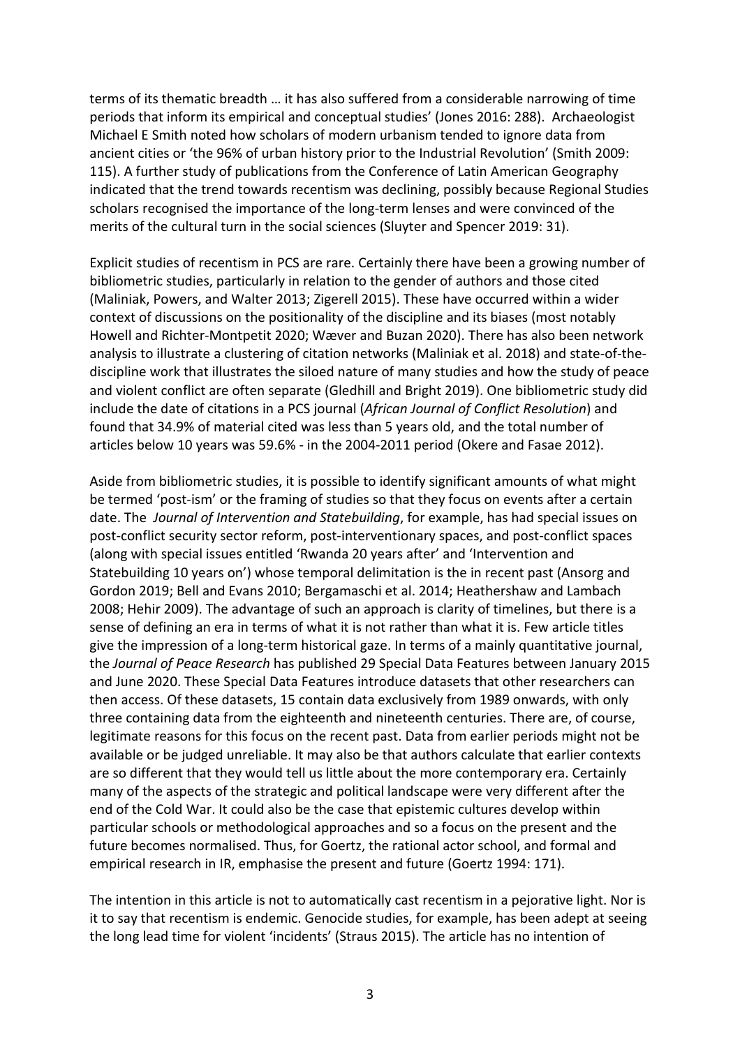terms of its thematic breadth … it has also suffered from a considerable narrowing of time periods that inform its empirical and conceptual studies' (Jones 2016: 288). Archaeologist Michael E Smith noted how scholars of modern urbanism tended to ignore data from ancient cities or 'the 96% of urban history prior to the Industrial Revolution' (Smith 2009: 115). A further study of publications from the Conference of Latin American Geography indicated that the trend towards recentism was declining, possibly because Regional Studies scholars recognised the importance of the long-term lenses and were convinced of the merits of the cultural turn in the social sciences (Sluyter and Spencer 2019: 31).

Explicit studies of recentism in PCS are rare. Certainly there have been a growing number of bibliometric studies, particularly in relation to the gender of authors and those cited (Maliniak, Powers, and Walter 2013; Zigerell 2015). These have occurred within a wider context of discussions on the positionality of the discipline and its biases (most notably Howell and Richter-Montpetit 2020; Wæver and Buzan 2020). There has also been network analysis to illustrate a clustering of citation networks (Maliniak et al. 2018) and state-of-the-discipline work that illustrates the siloed nature of many studies and how the study of peace and violent conflict are often separate (Gledhill and Bright 2019). One bibliometric study did include the date of citations in a PCS journal (*African Journal of Conflict Resolution*) and found that 34.9% of material cited was less than 5 years old, and the total number of articles below 10 years was 59.6% - in the 2004-2011 period (Okere and Fasae 2012).

Aside from bibliometric studies, it is possible to identify significant amounts of what might be termed 'post-ism' or the framing of studies so that they focus on events after a certain date. The *Journal of Intervention and Statebuilding*, for example, has had special issues on post-conflict security sector reform, post-interventionary spaces, and post-conflict spaces (along with special issues entitled 'Rwanda 20 years after' and 'Intervention and Statebuilding 10 years on') whose temporal delimitation is the in recent past (Ansorg and Gordon 2019; Bell and Evans 2010; Bergamaschi et al. 2014; Heathershaw and Lambach 2008; Hehir 2009). The advantage of such an approach is clarity of timelines, but there is a sense of defining an era in terms of what it is not rather than what it is. Few article titles give the impression of a long-term historical gaze. In terms of a mainly quantitative journal, the *Journal of Peace Research* has published 29 Special Data Features between January 2015 and June 2020. These Special Data Features introduce datasets that other researchers can then access. Of these datasets, 15 contain data exclusively from 1989 onwards, with only three containing data from the eighteenth and nineteenth centuries. There are, of course, legitimate reasons for this focus on the recent past. Data from earlier periods might not be available or be judged unreliable. It may also be that authors calculate that earlier contexts are so different that they would tell us little about the more contemporary era. Certainly many of the aspects of the strategic and political landscape were very different after the end of the Cold War. It could also be the case that epistemic cultures develop within particular schools or methodological approaches and so a focus on the present and the future becomes normalised. Thus, for Goertz, the rational actor school, and formal and empirical research in IR, emphasise the present and future (Goertz 1994: 171).

The intention in this article is not to automatically cast recentism in a pejorative light. Nor is it to say that recentism is endemic. Genocide studies, for example, has been adept at seeing the long lead time for violent 'incidents' (Straus 2015). The article has no intention of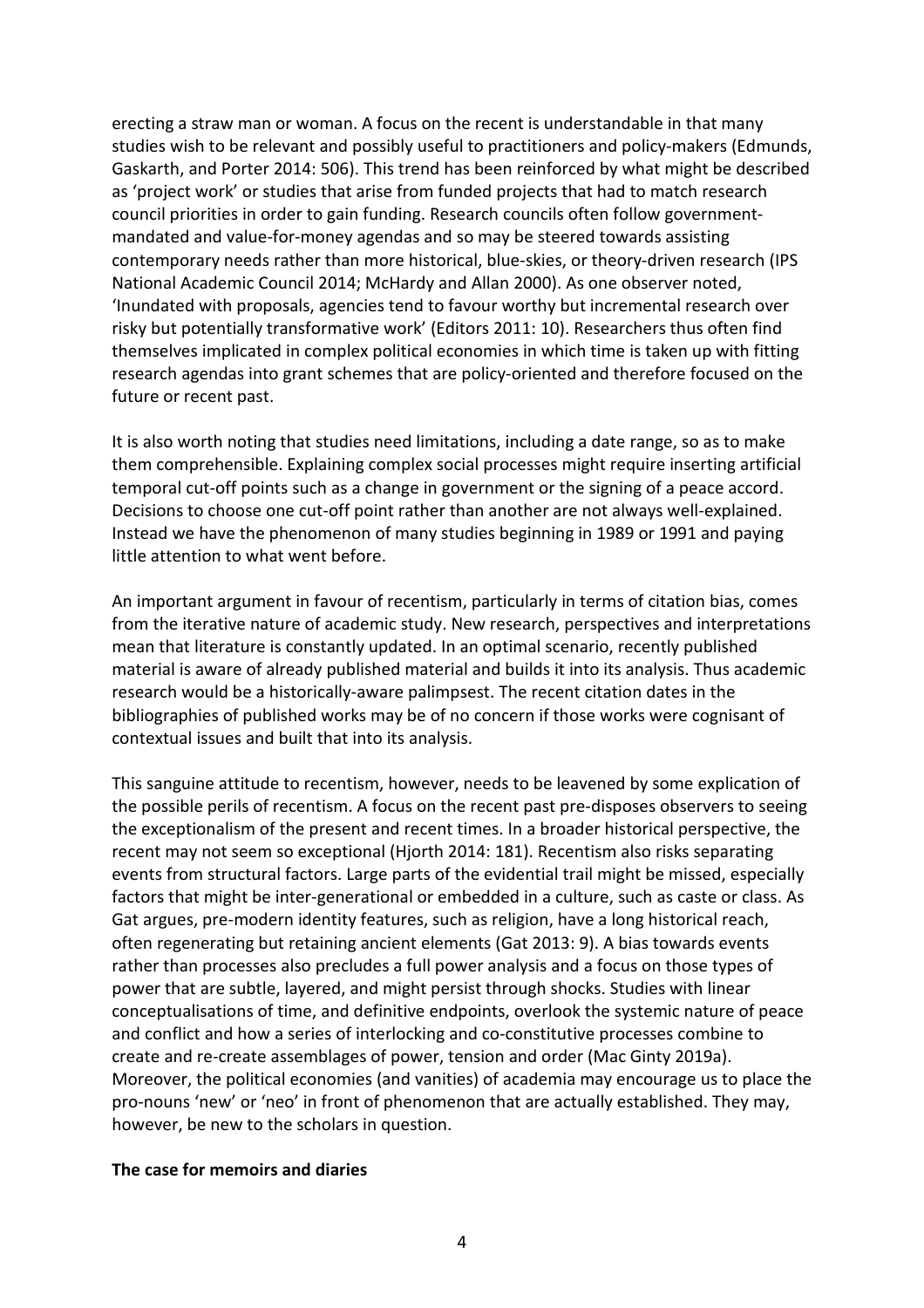erecting a straw man or woman. A focus on the recent is understandable in that many studies wish to be relevant and possibly useful to practitioners and policy-makers (Edmunds, Gaskarth, and Porter 2014: 506). This trend has been reinforced by what might be described as 'project work' or studies that arise from funded projects that had to match research council priorities in order to gain funding. Research councils often follow government-mandated and value-for-money agendas and so may be steered towards assisting contemporary needs rather than more historical, blue-skies, or theory-driven research (IPS National Academic Council 2014; McHardy and Allan 2000). As one observer noted, 'Inundated with proposals, agencies tend to favour worthy but incremental research over risky but potentially transformative work' (Editors 2011: 10). Researchers thus often find themselves implicated in complex political economies in which time is taken up with fitting research agendas into grant schemes that are policy-oriented and therefore focused on the future or recent past.

It is also worth noting that studies need limitations, including a date range, so as to make them comprehensible. Explaining complex social processes might require inserting artificial temporal cut-off points such as a change in government or the signing of a peace accord. Decisions to choose one cut-off point rather than another are not always well-explained. Instead we have the phenomenon of many studies beginning in 1989 or 1991 and paying little attention to what went before.

An important argument in favour of recentism, particularly in terms of citation bias, comes from the iterative nature of academic study. New research, perspectives and interpretations mean that literature is constantly updated. In an optimal scenario, recently published material is aware of already published material and builds it into its analysis. Thus academic research would be a historically-aware palimpsest. The recent citation dates in the bibliographies of published works may be of no concern if those works were cognisant of contextual issues and built that into its analysis.

This sanguine attitude to recentism, however, needs to be leavened by some explication of the possible perils of recentism. A focus on the recent past pre-disposes observers to seeing the exceptionalism of the present and recent times. In a broader historical perspective, the recent may not seem so exceptional (Hjorth 2014: 181). Recentism also risks separating events from structural factors. Large parts of the evidential trail might be missed, especially factors that might be inter-generational or embedded in a culture, such as caste or class. As Gat argues, pre-modern identity features, such as religion, have a long historical reach, often regenerating but retaining ancient elements (Gat 2013: 9). A bias towards events rather than processes also precludes a full power analysis and a focus on those types of power that are subtle, layered, and might persist through shocks. Studies with linear conceptualisations of time, and definitive endpoints, overlook the systemic nature of peace and conflict and how a series of interlocking and co-constitutive processes combine to create and re-create assemblages of power, tension and order (Mac Ginty 2019a). Moreover, the political economies (and vanities) of academia may encourage us to place the pro-nouns 'new' or 'neo' in front of phenomenon that are actually established. They may, however, be new to the scholars in question.

**The case for memoirs and diaries**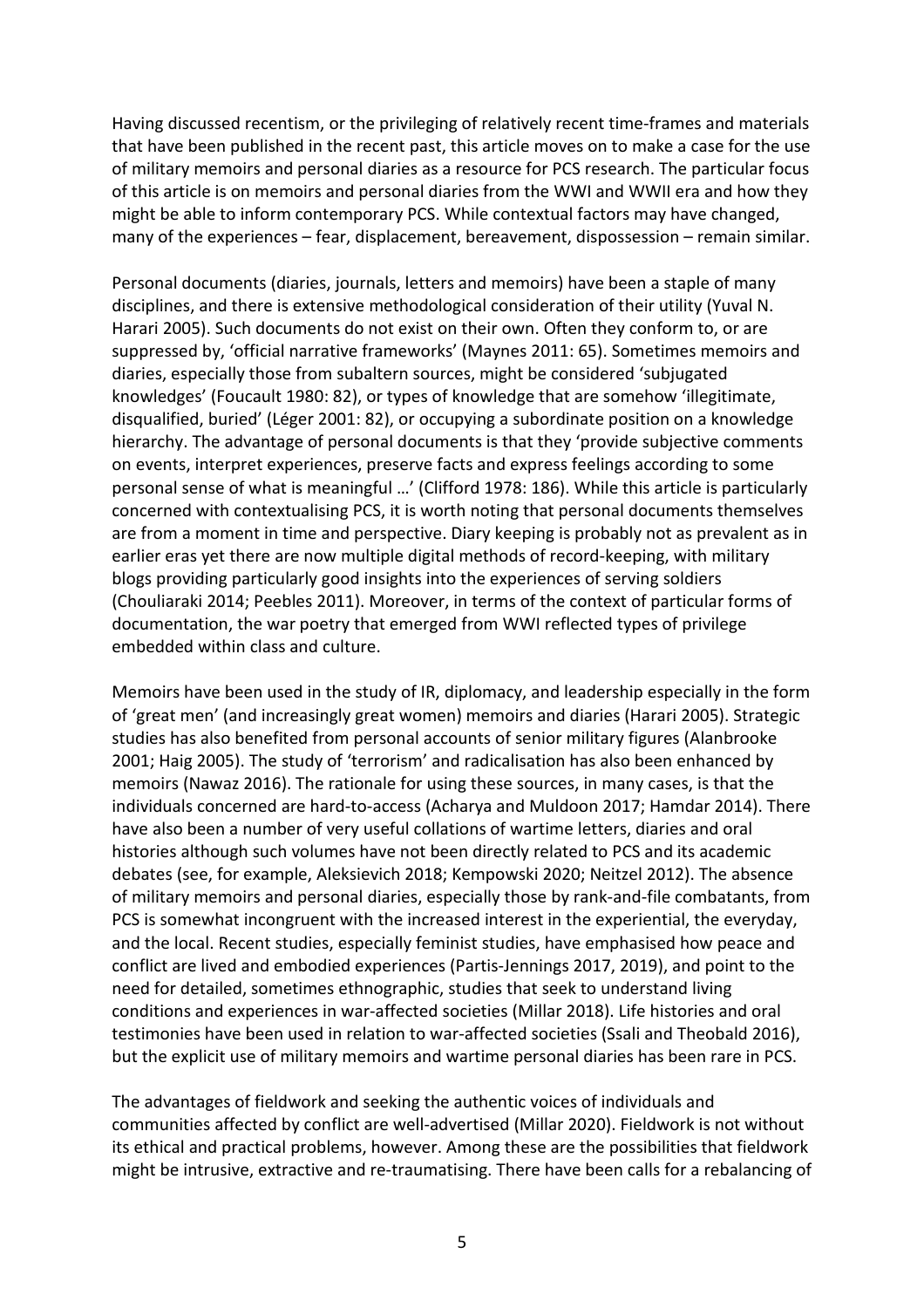Having discussed recentism, or the privileging of relatively recent time-frames and materials that have been published in the recent past, this article moves on to make a case for the use of military memoirs and personal diaries as a resource for PCS research. The particular focus of this article is on memoirs and personal diaries from the WWI and WWII era and how they might be able to inform contemporary PCS. While contextual factors may have changed, many of the experiences – fear, displacement, bereavement, dispossession – remain similar.

Personal documents (diaries, journals, letters and memoirs) have been a staple of many disciplines, and there is extensive methodological consideration of their utility (Yuval N. Harari 2005). Such documents do not exist on their own. Often they conform to, or are suppressed by, 'official narrative frameworks' (Maynes 2011: 65). Sometimes memoirs and diaries, especially those from subaltern sources, might be considered 'subjugated knowledges' (Foucault 1980: 82), or types of knowledge that are somehow 'illegitimate, disqualified, buried' (Léger 2001: 82), or occupying a subordinate position on a knowledge hierarchy. The advantage of personal documents is that they 'provide subjective comments on events, interpret experiences, preserve facts and express feelings according to some personal sense of what is meaningful …' (Clifford 1978: 186). While this article is particularly concerned with contextualising PCS, it is worth noting that personal documents themselves are from a moment in time and perspective. Diary keeping is probably not as prevalent as in earlier eras yet there are now multiple digital methods of record-keeping, with military blogs providing particularly good insights into the experiences of serving soldiers (Chouliaraki 2014; Peebles 2011). Moreover, in terms of the context of particular forms of documentation, the war poetry that emerged from WWI reflected types of privilege embedded within class and culture.

Memoirs have been used in the study of IR, diplomacy, and leadership especially in the form of 'great men' (and increasingly great women) memoirs and diaries (Harari 2005). Strategic studies has also benefited from personal accounts of senior military figures (Alanbrooke 2001; Haig 2005). The study of 'terrorism' and radicalisation has also been enhanced by memoirs (Nawaz 2016). The rationale for using these sources, in many cases, is that the individuals concerned are hard-to-access (Acharya and Muldoon 2017; Hamdar 2014). There have also been a number of very useful collations of wartime letters, diaries and oral histories although such volumes have not been directly related to PCS and its academic debates (see, for example, Aleksievich 2018; Kempowski 2020; Neitzel 2012). The absence of military memoirs and personal diaries, especially those by rank-and-file combatants, from PCS is somewhat incongruent with the increased interest in the experiential, the everyday, and the local. Recent studies, especially feminist studies, have emphasised how peace and conflict are lived and embodied experiences (Partis-Jennings 2017, 2019), and point to the need for detailed, sometimes ethnographic, studies that seek to understand living conditions and experiences in war-affected societies (Millar 2018). Life histories and oral testimonies have been used in relation to war-affected societies (Ssali and Theobald 2016), but the explicit use of military memoirs and wartime personal diaries has been rare in PCS.

The advantages of fieldwork and seeking the authentic voices of individuals and communities affected by conflict are well-advertised (Millar 2020). Fieldwork is not without its ethical and practical problems, however. Among these are the possibilities that fieldwork might be intrusive, extractive and re-traumatising. There have been calls for a rebalancing of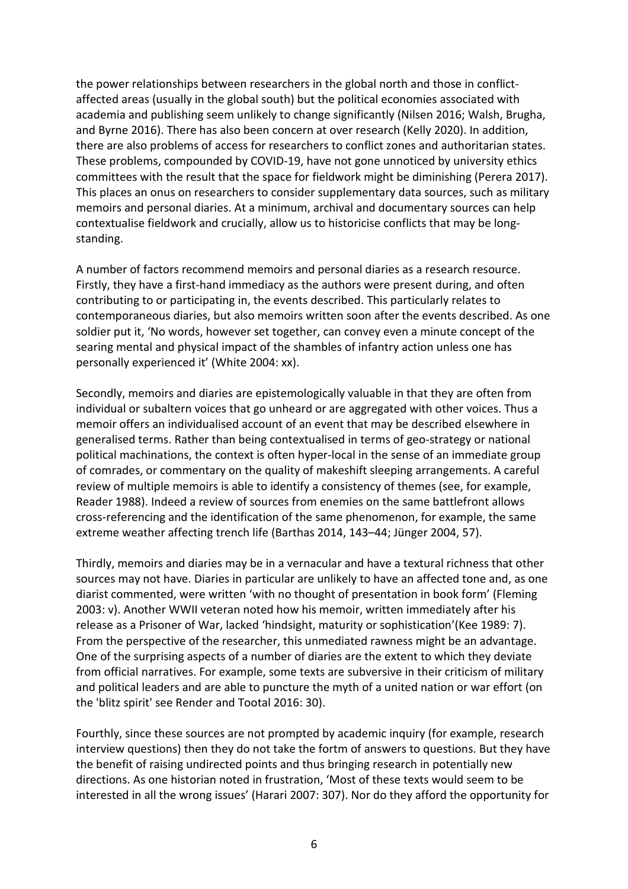the power relationships between researchers in the global north and those in conflict-affected areas (usually in the global south) but the political economies associated with academia and publishing seem unlikely to change significantly (Nilsen 2016; Walsh, Brugha, and Byrne 2016). There has also been concern at over research (Kelly 2020). In addition, there are also problems of access for researchers to conflict zones and authoritarian states. These problems, compounded by COVID-19, have not gone unnoticed by university ethics committees with the result that the space for fieldwork might be diminishing (Perera 2017). This places an onus on researchers to consider supplementary data sources, such as military memoirs and personal diaries. At a minimum, archival and documentary sources can help contextualise fieldwork and crucially, allow us to historicise conflicts that may be long-standing.

A number of factors recommend memoirs and personal diaries as a research resource. Firstly, they have a first-hand immediacy as the authors were present during, and often contributing to or participating in, the events described. This particularly relates to contemporaneous diaries, but also memoirs written soon after the events described. As one soldier put it, 'No words, however set together, can convey even a minute concept of the searing mental and physical impact of the shambles of infantry action unless one has personally experienced it' (White 2004: xx).

Secondly, memoirs and diaries are epistemologically valuable in that they are often from individual or subaltern voices that go unheard or are aggregated with other voices. Thus a memoir offers an individualised account of an event that may be described elsewhere in generalised terms. Rather than being contextualised in terms of geo-strategy or national political machinations, the context is often hyper-local in the sense of an immediate group of comrades, or commentary on the quality of makeshift sleeping arrangements. A careful review of multiple memoirs is able to identify a consistency of themes (see, for example, Reader 1988). Indeed a review of sources from enemies on the same battlefront allows cross-referencing and the identification of the same phenomenon, for example, the same extreme weather affecting trench life (Barthas 2014, 143–44; Jünger 2004, 57).

Thirdly, memoirs and diaries may be in a vernacular and have a textural richness that other sources may not have. Diaries in particular are unlikely to have an affected tone and, as one diarist commented, were written 'with no thought of presentation in book form' (Fleming 2003: v). Another WWII veteran noted how his memoir, written immediately after his release as a Prisoner of War, lacked 'hindsight, maturity or sophistication'(Kee 1989: 7). From the perspective of the researcher, this unmediated rawness might be an advantage. One of the surprising aspects of a number of diaries are the extent to which they deviate from official narratives. For example, some texts are subversive in their criticism of military and political leaders and are able to puncture the myth of a united nation or war effort (on the 'blitz spirit' see Render and Tootal 2016: 30).

Fourthly, since these sources are not prompted by academic inquiry (for example, research interview questions) then they do not take the fortm of answers to questions. But they have the benefit of raising undirected points and thus bringing research in potentially new directions. As one historian noted in frustration, 'Most of these texts would seem to be interested in all the wrong issues' (Harari 2007: 307). Nor do they afford the opportunity for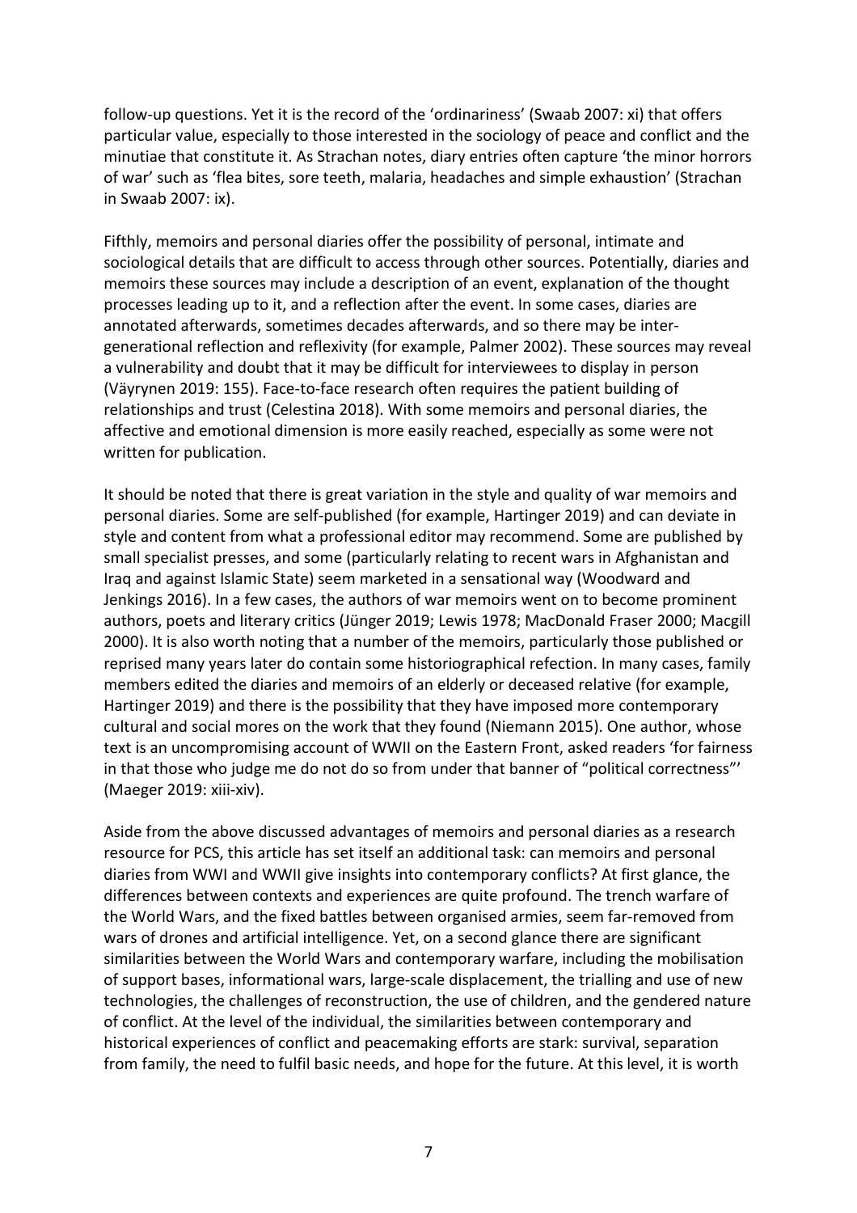follow-up questions. Yet it is the record of the 'ordinariness' (Swaab 2007: xi) that offers particular value, especially to those interested in the sociology of peace and conflict and the minutiae that constitute it. As Strachan notes, diary entries often capture 'the minor horrors of war' such as 'flea bites, sore teeth, malaria, headaches and simple exhaustion' (Strachan in Swaab 2007: ix).

Fifthly, memoirs and personal diaries offer the possibility of personal, intimate and sociological details that are difficult to access through other sources. Potentially, diaries and memoirs these sources may include a description of an event, explanation of the thought processes leading up to it, and a reflection after the event. In some cases, diaries are annotated afterwards, sometimes decades afterwards, and so there may be inter-generational reflection and reflexivity (for example, Palmer 2002). These sources may reveal a vulnerability and doubt that it may be difficult for interviewees to display in person (Väyrynen 2019: 155). Face-to-face research often requires the patient building of relationships and trust (Celestina 2018). With some memoirs and personal diaries, the affective and emotional dimension is more easily reached, especially as some were not written for publication.

It should be noted that there is great variation in the style and quality of war memoirs and personal diaries. Some are self-published (for example, Hartinger 2019) and can deviate in style and content from what a professional editor may recommend. Some are published by small specialist presses, and some (particularly relating to recent wars in Afghanistan and Iraq and against Islamic State) seem marketed in a sensational way (Woodward and Jenkings 2016). In a few cases, the authors of war memoirs went on to become prominent authors, poets and literary critics (Jünger 2019; Lewis 1978; MacDonald Fraser 2000; Macgill 2000). It is also worth noting that a number of the memoirs, particularly those published or reprised many years later do contain some historiographical refection. In many cases, family members edited the diaries and memoirs of an elderly or deceased relative (for example, Hartinger 2019) and there is the possibility that they have imposed more contemporary cultural and social mores on the work that they found (Niemann 2015). One author, whose text is an uncompromising account of WWII on the Eastern Front, asked readers 'for fairness in that those who judge me do not do so from under that banner of "political correctness"' (Maeger 2019: xiii-xiv).

Aside from the above discussed advantages of memoirs and personal diaries as a research resource for PCS, this article has set itself an additional task: can memoirs and personal diaries from WWI and WWII give insights into contemporary conflicts? At first glance, the differences between contexts and experiences are quite profound. The trench warfare of the World Wars, and the fixed battles between organised armies, seem far-removed from wars of drones and artificial intelligence. Yet, on a second glance there are significant similarities between the World Wars and contemporary warfare, including the mobilisation of support bases, informational wars, large-scale displacement, the trialling and use of new technologies, the challenges of reconstruction, the use of children, and the gendered nature of conflict. At the level of the individual, the similarities between contemporary and historical experiences of conflict and peacemaking efforts are stark: survival, separation from family, the need to fulfil basic needs, and hope for the future. At this level, it is worth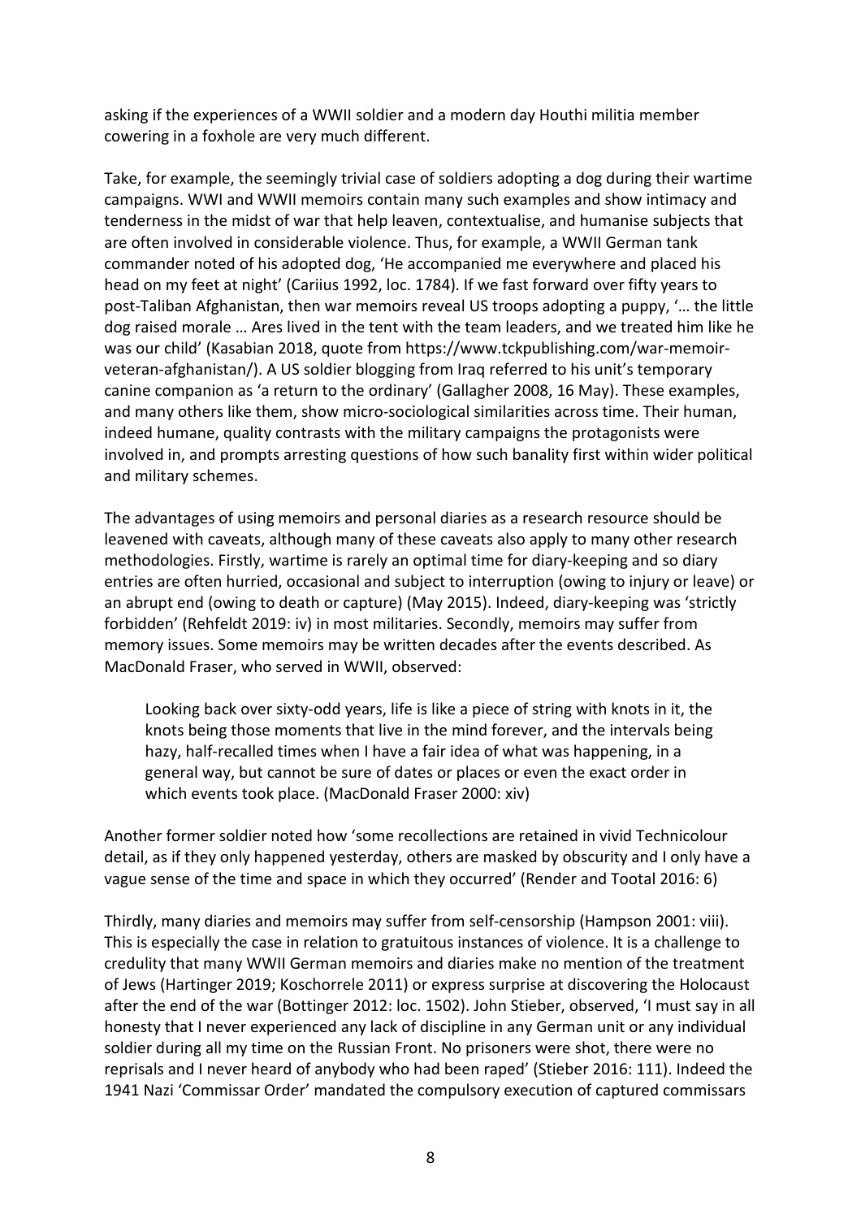asking if the experiences of a WWII soldier and a modern day Houthi militia member cowering in a foxhole are very much different.

Take, for example, the seemingly trivial case of soldiers adopting a dog during their wartime campaigns. WWI and WWII memoirs contain many such examples and show intimacy and tenderness in the midst of war that help leaven, contextualise, and humanise subjects that are often involved in considerable violence. Thus, for example, a WWII German tank commander noted of his adopted dog, 'He accompanied me everywhere and placed his head on my feet at night' (Cariius 1992, loc. 1784). If we fast forward over fifty years to post-Taliban Afghanistan, then war memoirs reveal US troops adopting a puppy, '… the little dog raised morale … Ares lived in the tent with the team leaders, and we treated him like he was our child' (Kasabian 2018, quote from https://www.tckpublishing.com/war-memoir-veteran-afghanistan/). A US soldier blogging from Iraq referred to his unit's temporary canine companion as 'a return to the ordinary' (Gallagher 2008, 16 May). These examples, and many others like them, show micro-sociological similarities across time. Their human, indeed humane, quality contrasts with the military campaigns the protagonists were involved in, and prompts arresting questions of how such banality first within wider political and military schemes.

The advantages of using memoirs and personal diaries as a research resource should be leavened with caveats, although many of these caveats also apply to many other research methodologies. Firstly, wartime is rarely an optimal time for diary-keeping and so diary entries are often hurried, occasional and subject to interruption (owing to injury or leave) or an abrupt end (owing to death or capture) (May 2015). Indeed, diary-keeping was 'strictly forbidden' (Rehfeldt 2019: iv) in most militaries. Secondly, memoirs may suffer from memory issues. Some memoirs may be written decades after the events described. As MacDonald Fraser, who served in WWII, observed:

> Looking back over sixty-odd years, life is like a piece of string with knots in it, the knots being those moments that live in the mind forever, and the intervals being hazy, half-recalled times when I have a fair idea of what was happening, in a general way, but cannot be sure of dates or places or even the exact order in which events took place. (MacDonald Fraser 2000: xiv)

Another former soldier noted how 'some recollections are retained in vivid Technicolour detail, as if they only happened yesterday, others are masked by obscurity and I only have a vague sense of the time and space in which they occurred' (Render and Tootal 2016: 6)

Thirdly, many diaries and memoirs may suffer from self-censorship (Hampson 2001: viii). This is especially the case in relation to gratuitous instances of violence. It is a challenge to credulity that many WWII German memoirs and diaries make no mention of the treatment of Jews (Hartinger 2019; Koschorrele 2011) or express surprise at discovering the Holocaust after the end of the war (Bottinger 2012: loc. 1502). John Stieber, observed, 'I must say in all honesty that I never experienced any lack of discipline in any German unit or any individual soldier during all my time on the Russian Front. No prisoners were shot, there were no reprisals and I never heard of anybody who had been raped' (Stieber 2016: 111). Indeed the 1941 Nazi 'Commissar Order' mandated the compulsory execution of captured commissars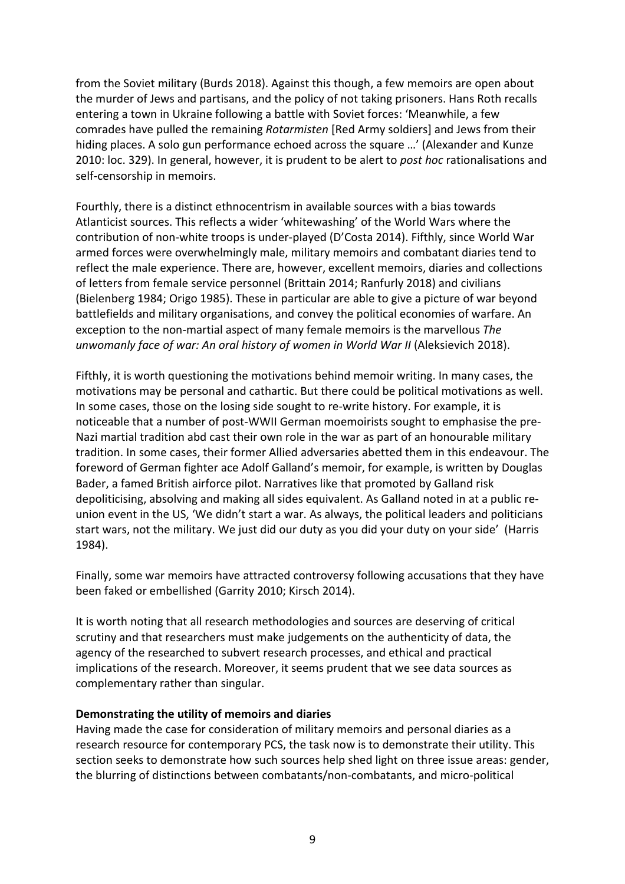from the Soviet military (Burds 2018). Against this though, a few memoirs are open about the murder of Jews and partisans, and the policy of not taking prisoners. Hans Roth recalls entering a town in Ukraine following a battle with Soviet forces: 'Meanwhile, a few comrades have pulled the remaining *Rotarmisten* [Red Army soldiers] and Jews from their hiding places. A solo gun performance echoed across the square …' (Alexander and Kunze 2010: loc. 329). In general, however, it is prudent to be alert to *post hoc* rationalisations and self-censorship in memoirs.

Fourthly, there is a distinct ethnocentrism in available sources with a bias towards Atlanticist sources. This reflects a wider 'whitewashing' of the World Wars where the contribution of non-white troops is under-played (D'Costa 2014). Fifthly, since World War armed forces were overwhelmingly male, military memoirs and combatant diaries tend to reflect the male experience. There are, however, excellent memoirs, diaries and collections of letters from female service personnel (Brittain 2014; Ranfurly 2018) and civilians (Bielenberg 1984; Origo 1985). These in particular are able to give a picture of war beyond battlefields and military organisations, and convey the political economies of warfare. An exception to the non-martial aspect of many female memoirs is the marvellous *The unwomanly face of war: An oral history of women in World War II* (Aleksievich 2018).

Fifthly, it is worth questioning the motivations behind memoir writing. In many cases, the motivations may be personal and cathartic. But there could be political motivations as well. In some cases, those on the losing side sought to re-write history. For example, it is noticeable that a number of post-WWII German moemoirists sought to emphasise the pre-Nazi martial tradition abd cast their own role in the war as part of an honourable military tradition. In some cases, their former Allied adversaries abetted them in this endeavour. The foreword of German fighter ace Adolf Galland's memoir, for example, is written by Douglas Bader, a famed British airforce pilot. Narratives like that promoted by Galland risk depoliticising, absolving and making all sides equivalent. As Galland noted in at a public re-union event in the US, 'We didn't start a war. As always, the political leaders and politicians start wars, not the military. We just did our duty as you did your duty on your side' (Harris 1984).

Finally, some war memoirs have attracted controversy following accusations that they have been faked or embellished (Garrity 2010; Kirsch 2014).

It is worth noting that all research methodologies and sources are deserving of critical scrutiny and that researchers must make judgements on the authenticity of data, the agency of the researched to subvert research processes, and ethical and practical implications of the research. Moreover, it seems prudent that we see data sources as complementary rather than singular.

**Demonstrating the utility of memoirs and diaries**

Having made the case for consideration of military memoirs and personal diaries as a research resource for contemporary PCS, the task now is to demonstrate their utility. This section seeks to demonstrate how such sources help shed light on three issue areas: gender, the blurring of distinctions between combatants/non-combatants, and micro-political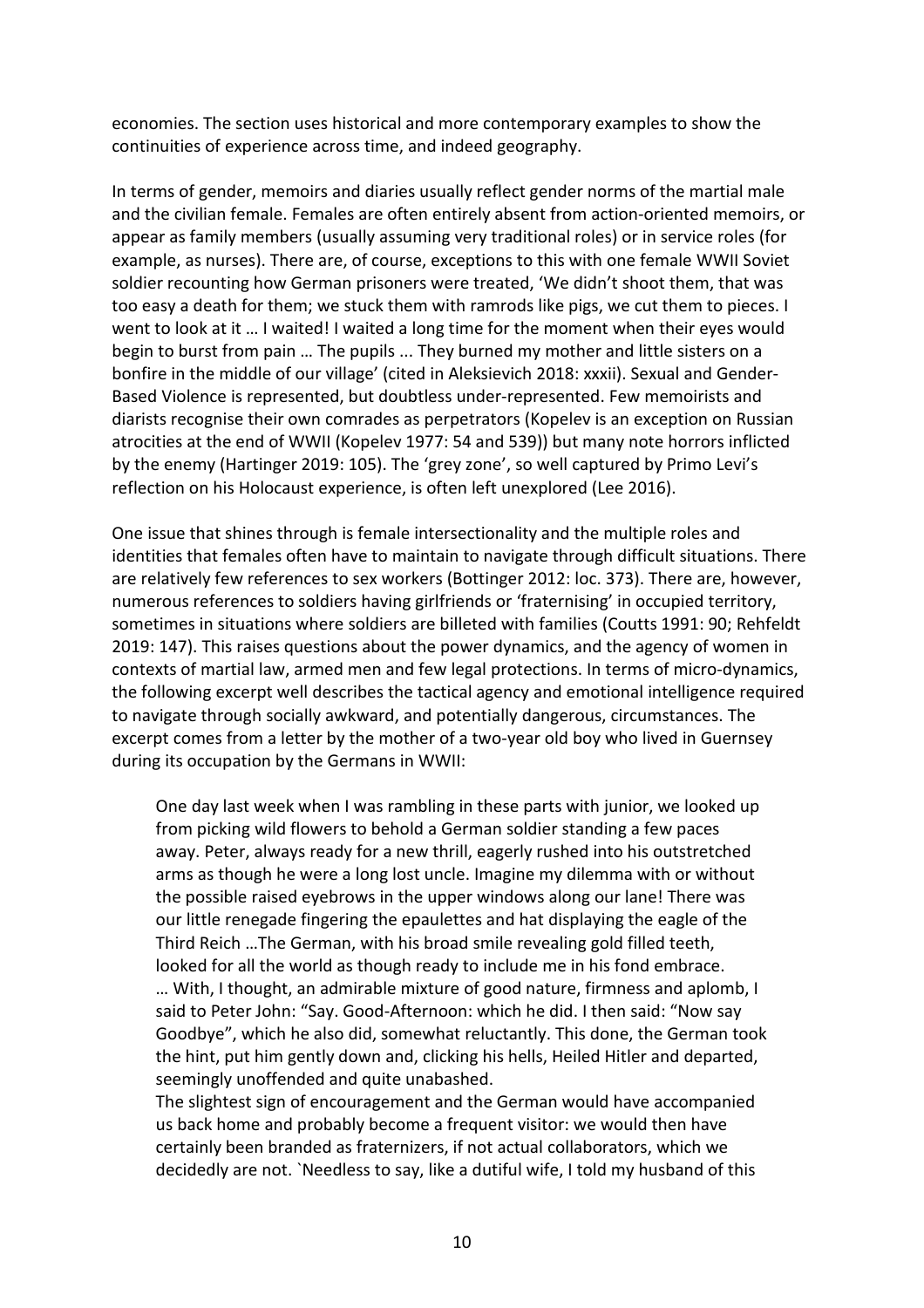economies. The section uses historical and more contemporary examples to show the continuities of experience across time, and indeed geography.

In terms of gender, memoirs and diaries usually reflect gender norms of the martial male and the civilian female. Females are often entirely absent from action-oriented memoirs, or appear as family members (usually assuming very traditional roles) or in service roles (for example, as nurses). There are, of course, exceptions to this with one female WWII Soviet soldier recounting how German prisoners were treated, 'We didn't shoot them, that was too easy a death for them; we stuck them with ramrods like pigs, we cut them to pieces. I went to look at it … I waited! I waited a long time for the moment when their eyes would begin to burst from pain … The pupils ... They burned my mother and little sisters on a bonfire in the middle of our village' (cited in Aleksievich 2018: xxxii). Sexual and Gender-Based Violence is represented, but doubtless under-represented. Few memoirists and diarists recognise their own comrades as perpetrators (Kopelev is an exception on Russian atrocities at the end of WWII (Kopelev 1977: 54 and 539)) but many note horrors inflicted by the enemy (Hartinger 2019: 105). The 'grey zone', so well captured by Primo Levi's reflection on his Holocaust experience, is often left unexplored (Lee 2016).

One issue that shines through is female intersectionality and the multiple roles and identities that females often have to maintain to navigate through difficult situations. There are relatively few references to sex workers (Bottinger 2012: loc. 373). There are, however, numerous references to soldiers having girlfriends or 'fraternising' in occupied territory, sometimes in situations where soldiers are billeted with families (Coutts 1991: 90; Rehfeldt 2019: 147). This raises questions about the power dynamics, and the agency of women in contexts of martial law, armed men and few legal protections. In terms of micro-dynamics, the following excerpt well describes the tactical agency and emotional intelligence required to navigate through socially awkward, and potentially dangerous, circumstances. The excerpt comes from a letter by the mother of a two-year old boy who lived in Guernsey during its occupation by the Germans in WWII:

> One day last week when I was rambling in these parts with junior, we looked up from picking wild flowers to behold a German soldier standing a few paces away. Peter, always ready for a new thrill, eagerly rushed into his outstretched arms as though he were a long lost uncle. Imagine my dilemma with or without the possible raised eyebrows in the upper windows along our lane! There was our little renegade fingering the epaulettes and hat displaying the eagle of the Third Reich …The German, with his broad smile revealing gold filled teeth, looked for all the world as though ready to include me in his fond embrace. … With, I thought, an admirable mixture of good nature, firmness and aplomb, I said to Peter John: "Say. Good-Afternoon: which he did. I then said: "Now say Goodbye", which he also did, somewhat reluctantly. This done, the German took the hint, put him gently down and, clicking his hells, Heiled Hitler and departed, seemingly unoffended and quite unabashed.
>
> The slightest sign of encouragement and the German would have accompanied us back home and probably become a frequent visitor: we would then have certainly been branded as fraternizers, if not actual collaborators, which we decidedly are not. `Needless to say, like a dutiful wife, I told my husband of this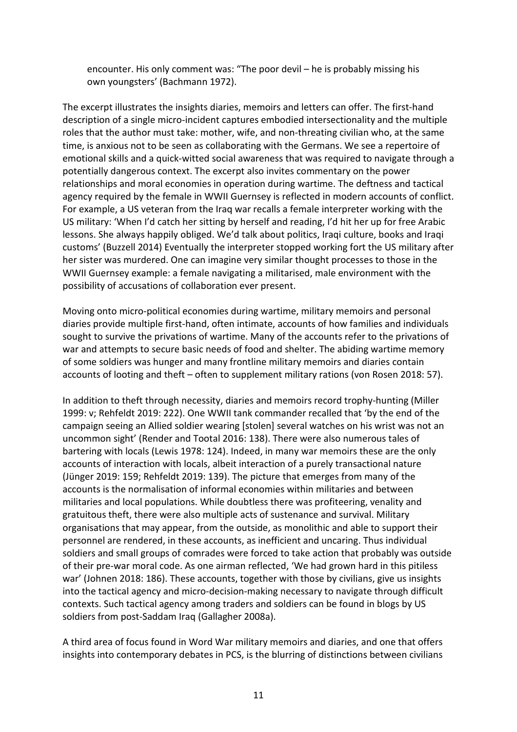encounter. His only comment was: "The poor devil – he is probably missing his own youngsters' (Bachmann 1972).

The excerpt illustrates the insights diaries, memoirs and letters can offer. The first-hand description of a single micro-incident captures embodied intersectionality and the multiple roles that the author must take: mother, wife, and non-threating civilian who, at the same time, is anxious not to be seen as collaborating with the Germans. We see a repertoire of emotional skills and a quick-witted social awareness that was required to navigate through a potentially dangerous context. The excerpt also invites commentary on the power relationships and moral economies in operation during wartime. The deftness and tactical agency required by the female in WWII Guernsey is reflected in modern accounts of conflict. For example, a US veteran from the Iraq war recalls a female interpreter working with the US military: 'When I'd catch her sitting by herself and reading, I'd hit her up for free Arabic lessons. She always happily obliged. We'd talk about politics, Iraqi culture, books and Iraqi customs' (Buzzell 2014) Eventually the interpreter stopped working fort the US military after her sister was murdered. One can imagine very similar thought processes to those in the WWII Guernsey example: a female navigating a militarised, male environment with the possibility of accusations of collaboration ever present.

Moving onto micro-political economies during wartime, military memoirs and personal diaries provide multiple first-hand, often intimate, accounts of how families and individuals sought to survive the privations of wartime. Many of the accounts refer to the privations of war and attempts to secure basic needs of food and shelter. The abiding wartime memory of some soldiers was hunger and many frontline military memoirs and diaries contain accounts of looting and theft – often to supplement military rations (von Rosen 2018: 57).

In addition to theft through necessity, diaries and memoirs record trophy-hunting (Miller 1999: v; Rehfeldt 2019: 222). One WWII tank commander recalled that 'by the end of the campaign seeing an Allied soldier wearing [stolen] several watches on his wrist was not an uncommon sight' (Render and Tootal 2016: 138). There were also numerous tales of bartering with locals (Lewis 1978: 124). Indeed, in many war memoirs these are the only accounts of interaction with locals, albeit interaction of a purely transactional nature (Jünger 2019: 159; Rehfeldt 2019: 139). The picture that emerges from many of the accounts is the normalisation of informal economies within militaries and between militaries and local populations. While doubtless there was profiteering, venality and gratuitous theft, there were also multiple acts of sustenance and survival. Military organisations that may appear, from the outside, as monolithic and able to support their personnel are rendered, in these accounts, as inefficient and uncaring. Thus individual soldiers and small groups of comrades were forced to take action that probably was outside of their pre-war moral code. As one airman reflected, 'We had grown hard in this pitiless war' (Johnen 2018: 186). These accounts, together with those by civilians, give us insights into the tactical agency and micro-decision-making necessary to navigate through difficult contexts. Such tactical agency among traders and soldiers can be found in blogs by US soldiers from post-Saddam Iraq (Gallagher 2008a).

A third area of focus found in Word War military memoirs and diaries, and one that offers insights into contemporary debates in PCS, is the blurring of distinctions between civilians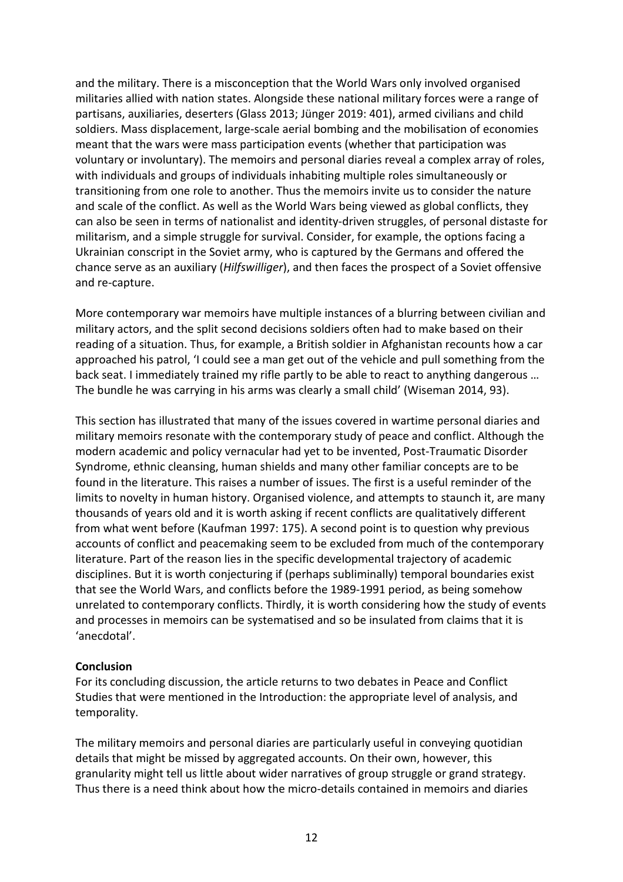and the military. There is a misconception that the World Wars only involved organised militaries allied with nation states. Alongside these national military forces were a range of partisans, auxiliaries, deserters (Glass 2013; Jünger 2019: 401), armed civilians and child soldiers. Mass displacement, large-scale aerial bombing and the mobilisation of economies meant that the wars were mass participation events (whether that participation was voluntary or involuntary). The memoirs and personal diaries reveal a complex array of roles, with individuals and groups of individuals inhabiting multiple roles simultaneously or transitioning from one role to another. Thus the memoirs invite us to consider the nature and scale of the conflict. As well as the World Wars being viewed as global conflicts, they can also be seen in terms of nationalist and identity-driven struggles, of personal distaste for militarism, and a simple struggle for survival. Consider, for example, the options facing a Ukrainian conscript in the Soviet army, who is captured by the Germans and offered the chance serve as an auxiliary (*Hilfswilliger*), and then faces the prospect of a Soviet offensive and re-capture.

More contemporary war memoirs have multiple instances of a blurring between civilian and military actors, and the split second decisions soldiers often had to make based on their reading of a situation. Thus, for example, a British soldier in Afghanistan recounts how a car approached his patrol, 'I could see a man get out of the vehicle and pull something from the back seat. I immediately trained my rifle partly to be able to react to anything dangerous … The bundle he was carrying in his arms was clearly a small child' (Wiseman 2014, 93).

This section has illustrated that many of the issues covered in wartime personal diaries and military memoirs resonate with the contemporary study of peace and conflict. Although the modern academic and policy vernacular had yet to be invented, Post-Traumatic Disorder Syndrome, ethnic cleansing, human shields and many other familiar concepts are to be found in the literature. This raises a number of issues. The first is a useful reminder of the limits to novelty in human history. Organised violence, and attempts to staunch it, are many thousands of years old and it is worth asking if recent conflicts are qualitatively different from what went before (Kaufman 1997: 175). A second point is to question why previous accounts of conflict and peacemaking seem to be excluded from much of the contemporary literature. Part of the reason lies in the specific developmental trajectory of academic disciplines. But it is worth conjecturing if (perhaps subliminally) temporal boundaries exist that see the World Wars, and conflicts before the 1989-1991 period, as being somehow unrelated to contemporary conflicts. Thirdly, it is worth considering how the study of events and processes in memoirs can be systematised and so be insulated from claims that it is 'anecdotal'.

## Conclusion

For its concluding discussion, the article returns to two debates in Peace and Conflict Studies that were mentioned in the Introduction: the appropriate level of analysis, and temporality.

The military memoirs and personal diaries are particularly useful in conveying quotidian details that might be missed by aggregated accounts. On their own, however, this granularity might tell us little about wider narratives of group struggle or grand strategy. Thus there is a need think about how the micro-details contained in memoirs and diaries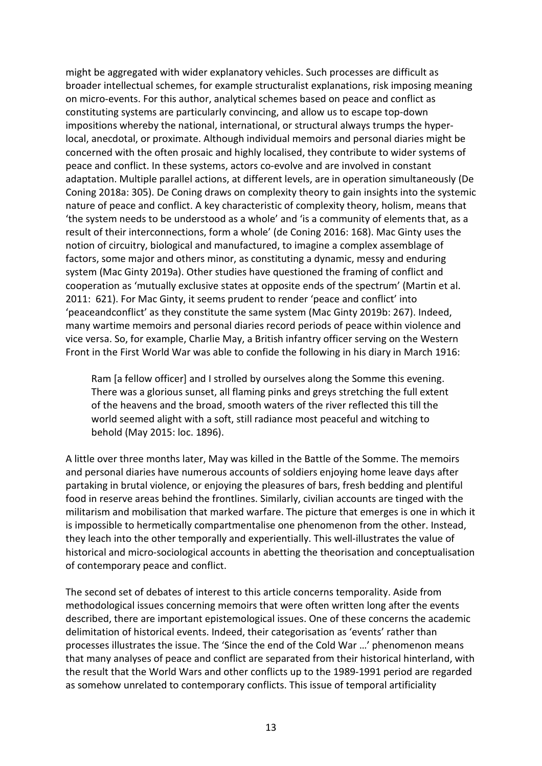might be aggregated with wider explanatory vehicles. Such processes are difficult as broader intellectual schemes, for example structuralist explanations, risk imposing meaning on micro-events. For this author, analytical schemes based on peace and conflict as constituting systems are particularly convincing, and allow us to escape top-down impositions whereby the national, international, or structural always trumps the hyper-local, anecdotal, or proximate. Although individual memoirs and personal diaries might be concerned with the often prosaic and highly localised, they contribute to wider systems of peace and conflict. In these systems, actors co-evolve and are involved in constant adaptation. Multiple parallel actions, at different levels, are in operation simultaneously (De Coning 2018a: 305). De Coning draws on complexity theory to gain insights into the systemic nature of peace and conflict. A key characteristic of complexity theory, holism, means that 'the system needs to be understood as a whole' and 'is a community of elements that, as a result of their interconnections, form a whole' (de Coning 2016: 168). Mac Ginty uses the notion of circuitry, biological and manufactured, to imagine a complex assemblage of factors, some major and others minor, as constituting a dynamic, messy and enduring system (Mac Ginty 2019a). Other studies have questioned the framing of conflict and cooperation as 'mutually exclusive states at opposite ends of the spectrum' (Martin et al. 2011: 621). For Mac Ginty, it seems prudent to render 'peace and conflict' into 'peaceandconflict' as they constitute the same system (Mac Ginty 2019b: 267). Indeed, many wartime memoirs and personal diaries record periods of peace within violence and vice versa. So, for example, Charlie May, a British infantry officer serving on the Western Front in the First World War was able to confide the following in his diary in March 1916:

> Ram [a fellow officer] and I strolled by ourselves along the Somme this evening. There was a glorious sunset, all flaming pinks and greys stretching the full extent of the heavens and the broad, smooth waters of the river reflected this till the world seemed alight with a soft, still radiance most peaceful and witching to behold (May 2015: loc. 1896).

A little over three months later, May was killed in the Battle of the Somme. The memoirs and personal diaries have numerous accounts of soldiers enjoying home leave days after partaking in brutal violence, or enjoying the pleasures of bars, fresh bedding and plentiful food in reserve areas behind the frontlines. Similarly, civilian accounts are tinged with the militarism and mobilisation that marked warfare. The picture that emerges is one in which it is impossible to hermetically compartmentalise one phenomenon from the other. Instead, they leach into the other temporally and experientially. This well-illustrates the value of historical and micro-sociological accounts in abetting the theorisation and conceptualisation of contemporary peace and conflict.

The second set of debates of interest to this article concerns temporality. Aside from methodological issues concerning memoirs that were often written long after the events described, there are important epistemological issues. One of these concerns the academic delimitation of historical events. Indeed, their categorisation as 'events' rather than processes illustrates the issue. The 'Since the end of the Cold War …' phenomenon means that many analyses of peace and conflict are separated from their historical hinterland, with the result that the World Wars and other conflicts up to the 1989-1991 period are regarded as somehow unrelated to contemporary conflicts. This issue of temporal artificiality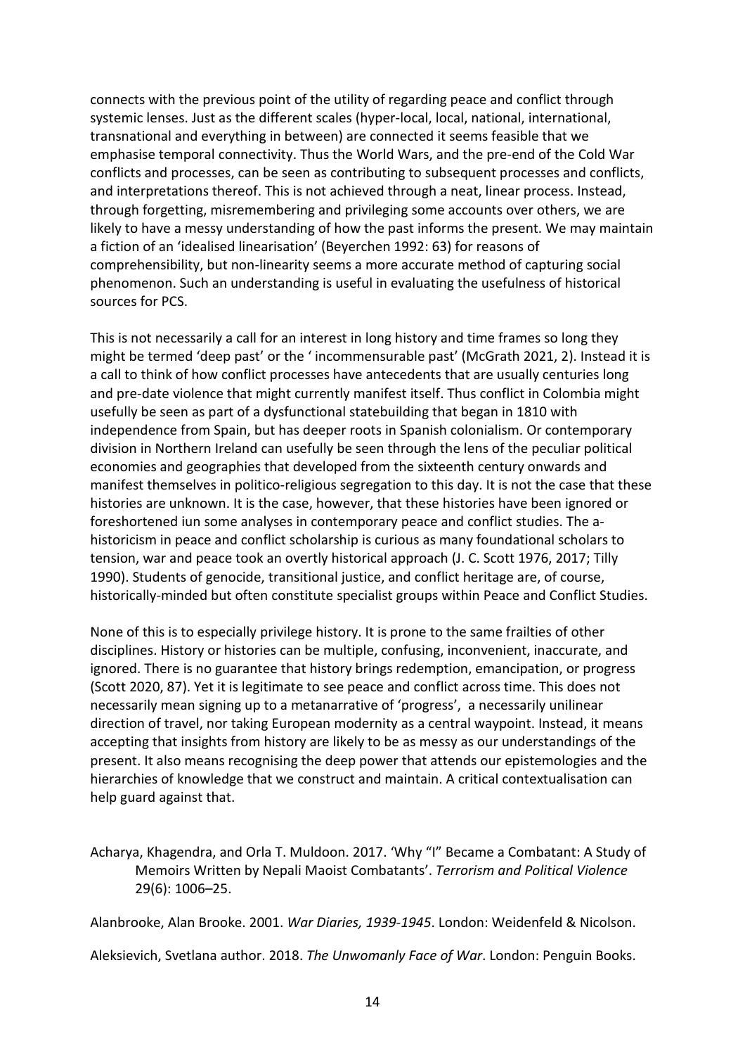connects with the previous point of the utility of regarding peace and conflict through systemic lenses. Just as the different scales (hyper-local, local, national, international, transnational and everything in between) are connected it seems feasible that we emphasise temporal connectivity. Thus the World Wars, and the pre-end of the Cold War conflicts and processes, can be seen as contributing to subsequent processes and conflicts, and interpretations thereof. This is not achieved through a neat, linear process. Instead, through forgetting, misremembering and privileging some accounts over others, we are likely to have a messy understanding of how the past informs the present. We may maintain a fiction of an 'idealised linearisation' (Beyerchen 1992: 63) for reasons of comprehensibility, but non-linearity seems a more accurate method of capturing social phenomenon. Such an understanding is useful in evaluating the usefulness of historical sources for PCS.

This is not necessarily a call for an interest in long history and time frames so long they might be termed 'deep past' or the ' incommensurable past' (McGrath 2021, 2). Instead it is a call to think of how conflict processes have antecedents that are usually centuries long and pre-date violence that might currently manifest itself. Thus conflict in Colombia might usefully be seen as part of a dysfunctional statebuilding that began in 1810 with independence from Spain, but has deeper roots in Spanish colonialism. Or contemporary division in Northern Ireland can usefully be seen through the lens of the peculiar political economies and geographies that developed from the sixteenth century onwards and manifest themselves in politico-religious segregation to this day. It is not the case that these histories are unknown. It is the case, however, that these histories have been ignored or foreshortened iun some analyses in contemporary peace and conflict studies. The a-historicism in peace and conflict scholarship is curious as many foundational scholars to tension, war and peace took an overtly historical approach (J. C. Scott 1976, 2017; Tilly 1990). Students of genocide, transitional justice, and conflict heritage are, of course, historically-minded but often constitute specialist groups within Peace and Conflict Studies.

None of this is to especially privilege history. It is prone to the same frailties of other disciplines. History or histories can be multiple, confusing, inconvenient, inaccurate, and ignored. There is no guarantee that history brings redemption, emancipation, or progress (Scott 2020, 87). Yet it is legitimate to see peace and conflict across time. This does not necessarily mean signing up to a metanarrative of 'progress', a necessarily unilinear direction of travel, nor taking European modernity as a central waypoint. Instead, it means accepting that insights from history are likely to be as messy as our understandings of the present. It also means recognising the deep power that attends our epistemologies and the hierarchies of knowledge that we construct and maintain. A critical contextualisation can help guard against that.

Acharya, Khagendra, and Orla T. Muldoon. 2017. 'Why "I" Became a Combatant: A Study of Memoirs Written by Nepali Maoist Combatants'. *Terrorism and Political Violence* 29(6): 1006–25.

Alanbrooke, Alan Brooke. 2001. *War Diaries, 1939-1945*. London: Weidenfeld & Nicolson.

Aleksievich, Svetlana author. 2018. *The Unwomanly Face of War*. London: Penguin Books.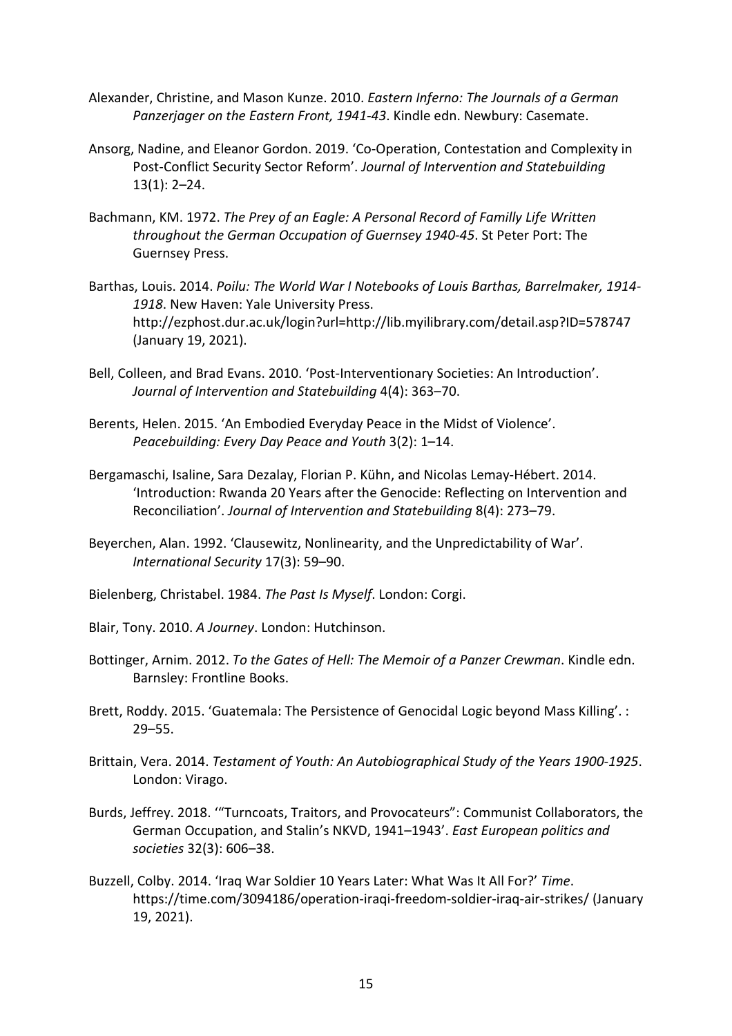Alexander, Christine, and Mason Kunze. 2010. *Eastern Inferno: The Journals of a German Panzerjager on the Eastern Front, 1941-43*. Kindle edn. Newbury: Casemate.

Ansorg, Nadine, and Eleanor Gordon. 2019. 'Co-Operation, Contestation and Complexity in Post-Conflict Security Sector Reform'. *Journal of Intervention and Statebuilding* 13(1): 2–24.

Bachmann, KM. 1972. *The Prey of an Eagle: A Personal Record of Familly Life Written throughout the German Occupation of Guernsey 1940-45*. St Peter Port: The Guernsey Press.

Barthas, Louis. 2014. *Poilu: The World War I Notebooks of Louis Barthas, Barrelmaker, 1914-1918*. New Haven: Yale University Press. http://ezphost.dur.ac.uk/login?url=http://lib.myilibrary.com/detail.asp?ID=578747 (January 19, 2021).

Bell, Colleen, and Brad Evans. 2010. 'Post-Interventionary Societies: An Introduction'. *Journal of Intervention and Statebuilding* 4(4): 363–70.

Berents, Helen. 2015. 'An Embodied Everyday Peace in the Midst of Violence'. *Peacebuilding: Every Day Peace and Youth* 3(2): 1–14.

Bergamaschi, Isaline, Sara Dezalay, Florian P. Kühn, and Nicolas Lemay-Hébert. 2014. 'Introduction: Rwanda 20 Years after the Genocide: Reflecting on Intervention and Reconciliation'. *Journal of Intervention and Statebuilding* 8(4): 273–79.

Beyerchen, Alan. 1992. 'Clausewitz, Nonlinearity, and the Unpredictability of War'. *International Security* 17(3): 59–90.

Bielenberg, Christabel. 1984. *The Past Is Myself*. London: Corgi.

Blair, Tony. 2010. *A Journey*. London: Hutchinson.

Bottinger, Arnim. 2012. *To the Gates of Hell: The Memoir of a Panzer Crewman*. Kindle edn. Barnsley: Frontline Books.

Brett, Roddy. 2015. 'Guatemala: The Persistence of Genocidal Logic beyond Mass Killing'. : 29–55.

Brittain, Vera. 2014. *Testament of Youth: An Autobiographical Study of the Years 1900-1925*. London: Virago.

Burds, Jeffrey. 2018. '"Turncoats, Traitors, and Provocateurs": Communist Collaborators, the German Occupation, and Stalin's NKVD, 1941–1943'. *East European politics and societies* 32(3): 606–38.

Buzzell, Colby. 2014. 'Iraq War Soldier 10 Years Later: What Was It All For?' *Time*. https://time.com/3094186/operation-iraqi-freedom-soldier-iraq-air-strikes/ (January 19, 2021).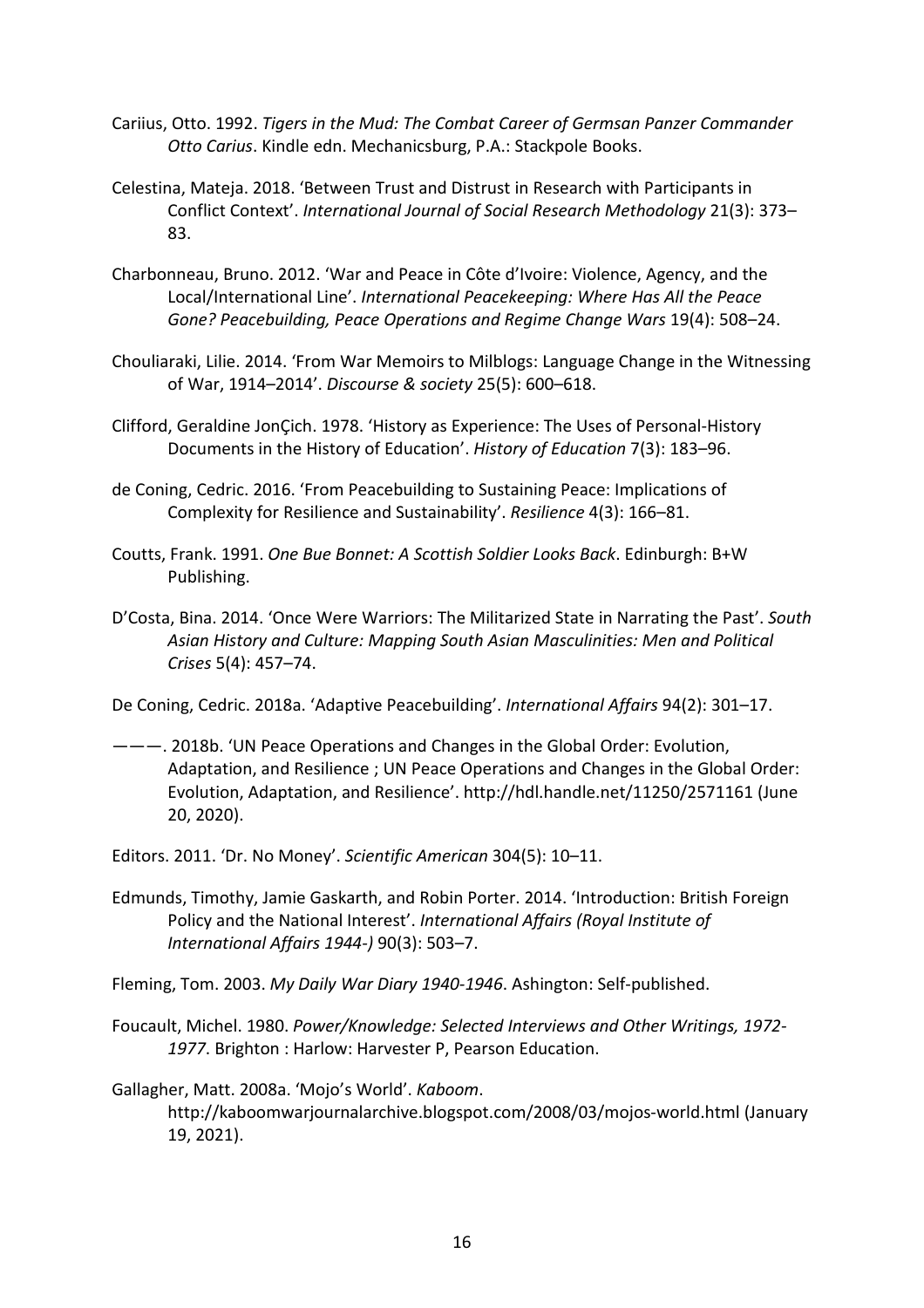Cariius, Otto. 1992. *Tigers in the Mud: The Combat Career of Germsan Panzer Commander Otto Carius*. Kindle edn. Mechanicsburg, P.A.: Stackpole Books.

Celestina, Mateja. 2018. 'Between Trust and Distrust in Research with Participants in Conflict Context'. *International Journal of Social Research Methodology* 21(3): 373–83.

Charbonneau, Bruno. 2012. 'War and Peace in Côte d'Ivoire: Violence, Agency, and the Local/International Line'. *International Peacekeeping: Where Has All the Peace Gone? Peacebuilding, Peace Operations and Regime Change Wars* 19(4): 508–24.

Chouliaraki, Lilie. 2014. 'From War Memoirs to Milblogs: Language Change in the Witnessing of War, 1914–2014'. *Discourse & society* 25(5): 600–618.

Clifford, Geraldine JonÇich. 1978. 'History as Experience: The Uses of Personal-History Documents in the History of Education'. *History of Education* 7(3): 183–96.

de Coning, Cedric. 2016. 'From Peacebuilding to Sustaining Peace: Implications of Complexity for Resilience and Sustainability'. *Resilience* 4(3): 166–81.

Coutts, Frank. 1991. *One Bue Bonnet: A Scottish Soldier Looks Back*. Edinburgh: B+W Publishing.

D'Costa, Bina. 2014. 'Once Were Warriors: The Militarized State in Narrating the Past'. *South Asian History and Culture: Mapping South Asian Masculinities: Men and Political Crises* 5(4): 457–74.

De Coning, Cedric. 2018a. 'Adaptive Peacebuilding'. *International Affairs* 94(2): 301–17.

———. 2018b. 'UN Peace Operations and Changes in the Global Order: Evolution, Adaptation, and Resilience ; UN Peace Operations and Changes in the Global Order: Evolution, Adaptation, and Resilience'. http://hdl.handle.net/11250/2571161 (June 20, 2020).

Editors. 2011. 'Dr. No Money'. *Scientific American* 304(5): 10–11.

Edmunds, Timothy, Jamie Gaskarth, and Robin Porter. 2014. 'Introduction: British Foreign Policy and the National Interest'. *International Affairs (Royal Institute of International Affairs 1944-)* 90(3): 503–7.

Fleming, Tom. 2003. *My Daily War Diary 1940-1946*. Ashington: Self-published.

Foucault, Michel. 1980. *Power/Knowledge: Selected Interviews and Other Writings, 1972-1977*. Brighton : Harlow: Harvester P, Pearson Education.

Gallagher, Matt. 2008a. 'Mojo's World'. *Kaboom*. http://kaboomwarjournalarchive.blogspot.com/2008/03/mojos-world.html (January 19, 2021).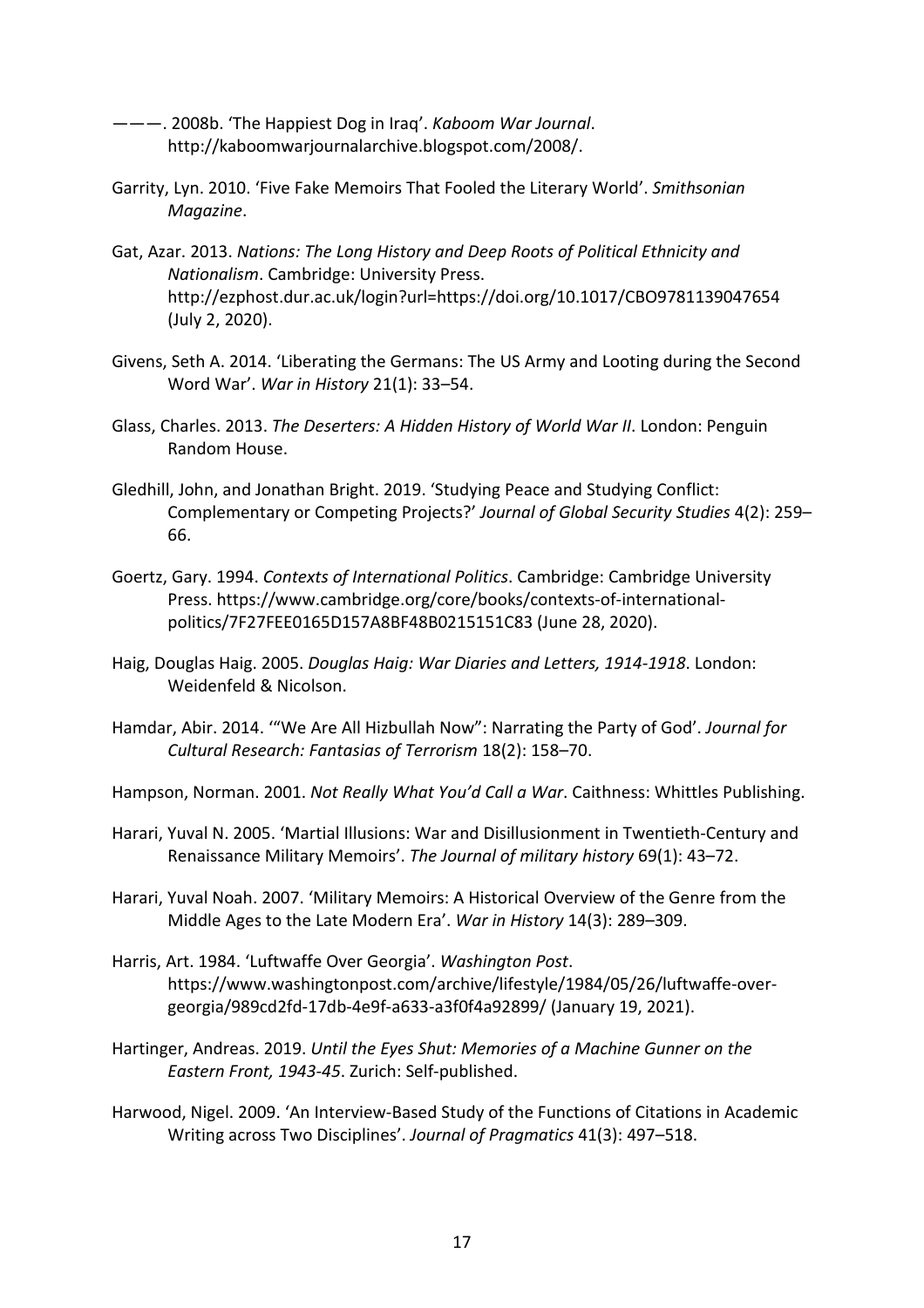———. 2008b. 'The Happiest Dog in Iraq'. *Kaboom War Journal*. http://kaboomwarjournalarchive.blogspot.com/2008/.

Garrity, Lyn. 2010. 'Five Fake Memoirs That Fooled the Literary World'. *Smithsonian Magazine*.

Gat, Azar. 2013. *Nations: The Long History and Deep Roots of Political Ethnicity and Nationalism*. Cambridge: University Press. http://ezphost.dur.ac.uk/login?url=https://doi.org/10.1017/CBO9781139047654 (July 2, 2020).

Givens, Seth A. 2014. 'Liberating the Germans: The US Army and Looting during the Second Word War'. *War in History* 21(1): 33–54.

Glass, Charles. 2013. *The Deserters: A Hidden History of World War II*. London: Penguin Random House.

Gledhill, John, and Jonathan Bright. 2019. 'Studying Peace and Studying Conflict: Complementary or Competing Projects?' *Journal of Global Security Studies* 4(2): 259–66.

Goertz, Gary. 1994. *Contexts of International Politics*. Cambridge: Cambridge University Press. https://www.cambridge.org/core/books/contexts-of-international-politics/7F27FEE0165D157A8BF48B0215151C83 (June 28, 2020).

Haig, Douglas Haig. 2005. *Douglas Haig: War Diaries and Letters, 1914-1918*. London: Weidenfeld & Nicolson.

Hamdar, Abir. 2014. '"We Are All Hizbullah Now": Narrating the Party of God'. *Journal for Cultural Research: Fantasias of Terrorism* 18(2): 158–70.

Hampson, Norman. 2001. *Not Really What You'd Call a War*. Caithness: Whittles Publishing.

Harari, Yuval N. 2005. 'Martial Illusions: War and Disillusionment in Twentieth-Century and Renaissance Military Memoirs'. *The Journal of military history* 69(1): 43–72.

Harari, Yuval Noah. 2007. 'Military Memoirs: A Historical Overview of the Genre from the Middle Ages to the Late Modern Era'. *War in History* 14(3): 289–309.

Harris, Art. 1984. 'Luftwaffe Over Georgia'. *Washington Post*. https://www.washingtonpost.com/archive/lifestyle/1984/05/26/luftwaffe-over-georgia/989cd2fd-17db-4e9f-a633-a3f0f4a92899/ (January 19, 2021).

Hartinger, Andreas. 2019. *Until the Eyes Shut: Memories of a Machine Gunner on the Eastern Front, 1943-45*. Zurich: Self-published.

Harwood, Nigel. 2009. 'An Interview-Based Study of the Functions of Citations in Academic Writing across Two Disciplines'. *Journal of Pragmatics* 41(3): 497–518.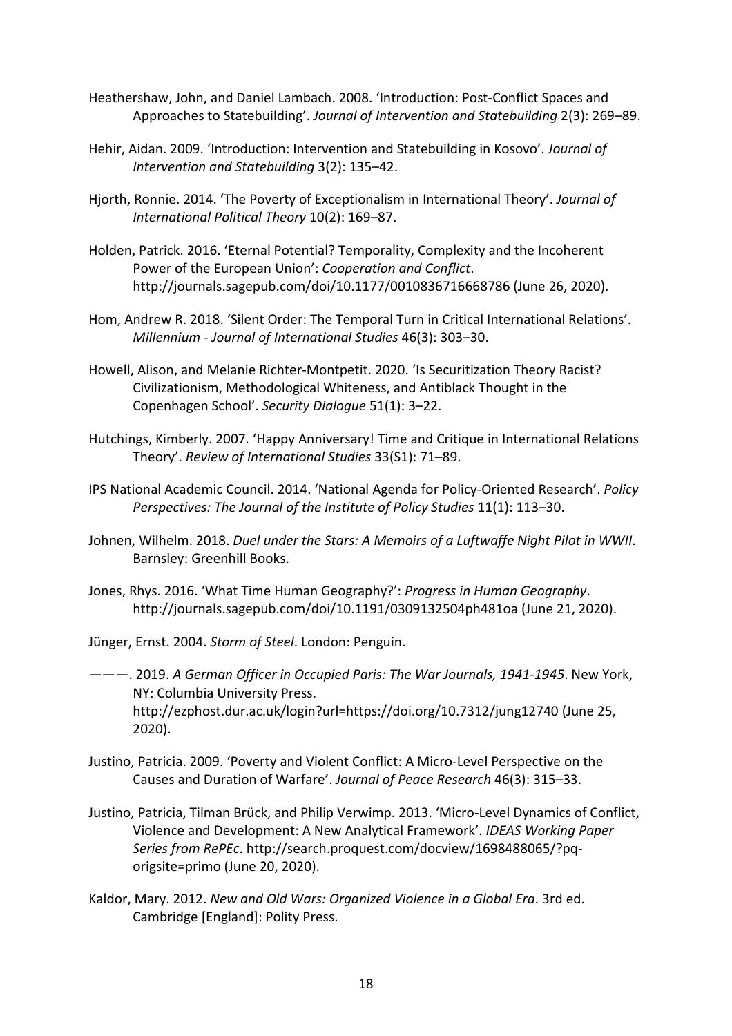Heathershaw, John, and Daniel Lambach. 2008. 'Introduction: Post-Conflict Spaces and Approaches to Statebuilding'. *Journal of Intervention and Statebuilding* 2(3): 269–89.

Hehir, Aidan. 2009. 'Introduction: Intervention and Statebuilding in Kosovo'. *Journal of Intervention and Statebuilding* 3(2): 135–42.

Hjorth, Ronnie. 2014. 'The Poverty of Exceptionalism in International Theory'. *Journal of International Political Theory* 10(2): 169–87.

Holden, Patrick. 2016. 'Eternal Potential? Temporality, Complexity and the Incoherent Power of the European Union': *Cooperation and Conflict*. http://journals.sagepub.com/doi/10.1177/0010836716668786 (June 26, 2020).

Hom, Andrew R. 2018. 'Silent Order: The Temporal Turn in Critical International Relations'. *Millennium - Journal of International Studies* 46(3): 303–30.

Howell, Alison, and Melanie Richter-Montpetit. 2020. 'Is Securitization Theory Racist? Civilizationism, Methodological Whiteness, and Antiblack Thought in the Copenhagen School'. *Security Dialogue* 51(1): 3–22.

Hutchings, Kimberly. 2007. 'Happy Anniversary! Time and Critique in International Relations Theory'. *Review of International Studies* 33(S1): 71–89.

IPS National Academic Council. 2014. 'National Agenda for Policy-Oriented Research'. *Policy Perspectives: The Journal of the Institute of Policy Studies* 11(1): 113–30.

Johnen, Wilhelm. 2018. *Duel under the Stars: A Memoirs of a Luftwaffe Night Pilot in WWII*. Barnsley: Greenhill Books.

Jones, Rhys. 2016. 'What Time Human Geography?': *Progress in Human Geography*. http://journals.sagepub.com/doi/10.1191/0309132504ph481oa (June 21, 2020).

Jünger, Ernst. 2004. *Storm of Steel*. London: Penguin.

———. 2019. *A German Officer in Occupied Paris: The War Journals, 1941-1945*. New York, NY: Columbia University Press. http://ezphost.dur.ac.uk/login?url=https://doi.org/10.7312/jung12740 (June 25, 2020).

Justino, Patricia. 2009. 'Poverty and Violent Conflict: A Micro-Level Perspective on the Causes and Duration of Warfare'. *Journal of Peace Research* 46(3): 315–33.

Justino, Patricia, Tilman Brück, and Philip Verwimp. 2013. 'Micro-Level Dynamics of Conflict, Violence and Development: A New Analytical Framework'. *IDEAS Working Paper Series from RePEc*. http://search.proquest.com/docview/1698488065/?pq-origsite=primo (June 20, 2020).

Kaldor, Mary. 2012. *New and Old Wars: Organized Violence in a Global Era*. 3rd ed. Cambridge [England]: Polity Press.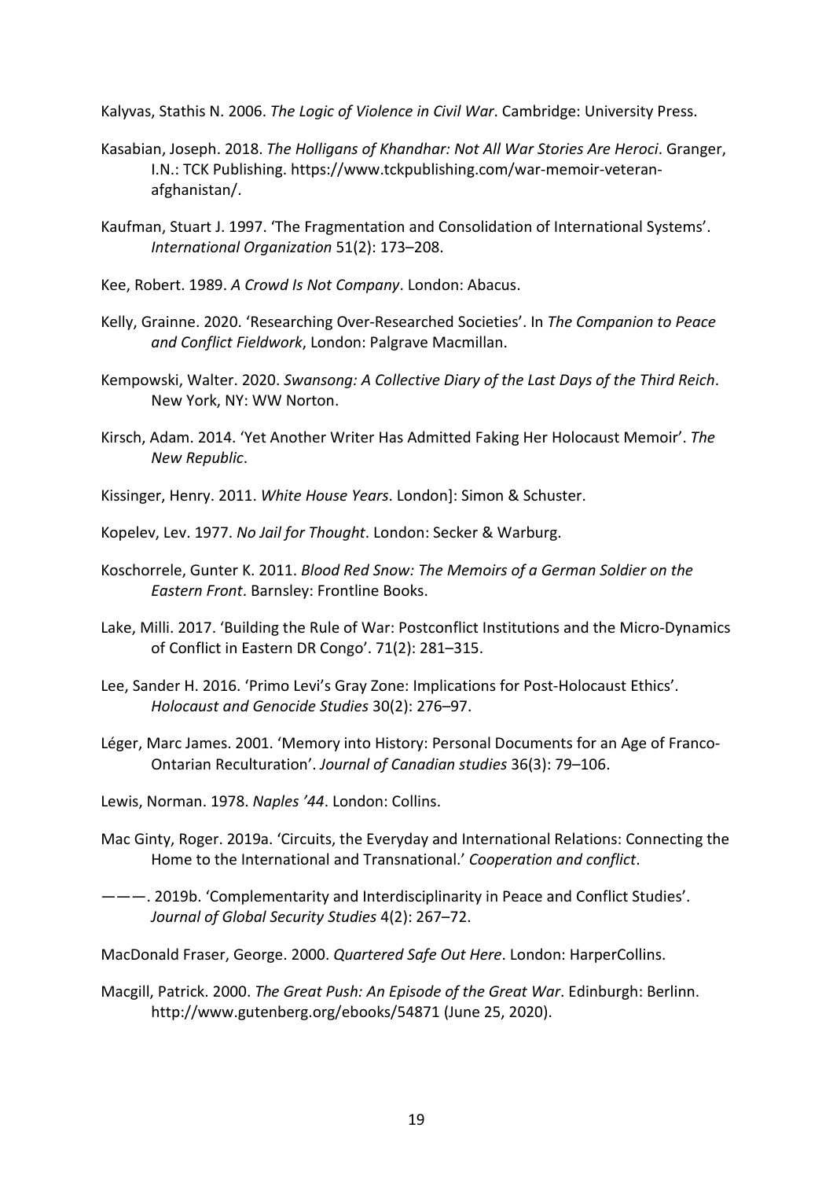Kalyvas, Stathis N. 2006. *The Logic of Violence in Civil War*. Cambridge: University Press.

Kasabian, Joseph. 2018. *The Holligans of Khandhar: Not All War Stories Are Heroci*. Granger, I.N.: TCK Publishing. https://www.tckpublishing.com/war-memoir-veteran-afghanistan/.

Kaufman, Stuart J. 1997. 'The Fragmentation and Consolidation of International Systems'. *International Organization* 51(2): 173–208.

Kee, Robert. 1989. *A Crowd Is Not Company*. London: Abacus.

Kelly, Grainne. 2020. 'Researching Over-Researched Societies'. In *The Companion to Peace and Conflict Fieldwork*, London: Palgrave Macmillan.

Kempowski, Walter. 2020. *Swansong: A Collective Diary of the Last Days of the Third Reich*. New York, NY: WW Norton.

Kirsch, Adam. 2014. 'Yet Another Writer Has Admitted Faking Her Holocaust Memoir'. *The New Republic*.

Kissinger, Henry. 2011. *White House Years*. London]: Simon & Schuster.

Kopelev, Lev. 1977. *No Jail for Thought*. London: Secker & Warburg.

Koschorrele, Gunter K. 2011. *Blood Red Snow: The Memoirs of a German Soldier on the Eastern Front*. Barnsley: Frontline Books.

Lake, Milli. 2017. 'Building the Rule of War: Postconflict Institutions and the Micro-Dynamics of Conflict in Eastern DR Congo'. 71(2): 281–315.

Lee, Sander H. 2016. 'Primo Levi's Gray Zone: Implications for Post-Holocaust Ethics'. *Holocaust and Genocide Studies* 30(2): 276–97.

Léger, Marc James. 2001. 'Memory into History: Personal Documents for an Age of Franco-Ontarian Reculturation'. *Journal of Canadian studies* 36(3): 79–106.

Lewis, Norman. 1978. *Naples '44*. London: Collins.

Mac Ginty, Roger. 2019a. 'Circuits, the Everyday and International Relations: Connecting the Home to the International and Transnational.' *Cooperation and conflict*.

———. 2019b. 'Complementarity and Interdisciplinarity in Peace and Conflict Studies'. *Journal of Global Security Studies* 4(2): 267–72.

MacDonald Fraser, George. 2000. *Quartered Safe Out Here*. London: HarperCollins.

Macgill, Patrick. 2000. *The Great Push: An Episode of the Great War*. Edinburgh: Berlinn. http://www.gutenberg.org/ebooks/54871 (June 25, 2020).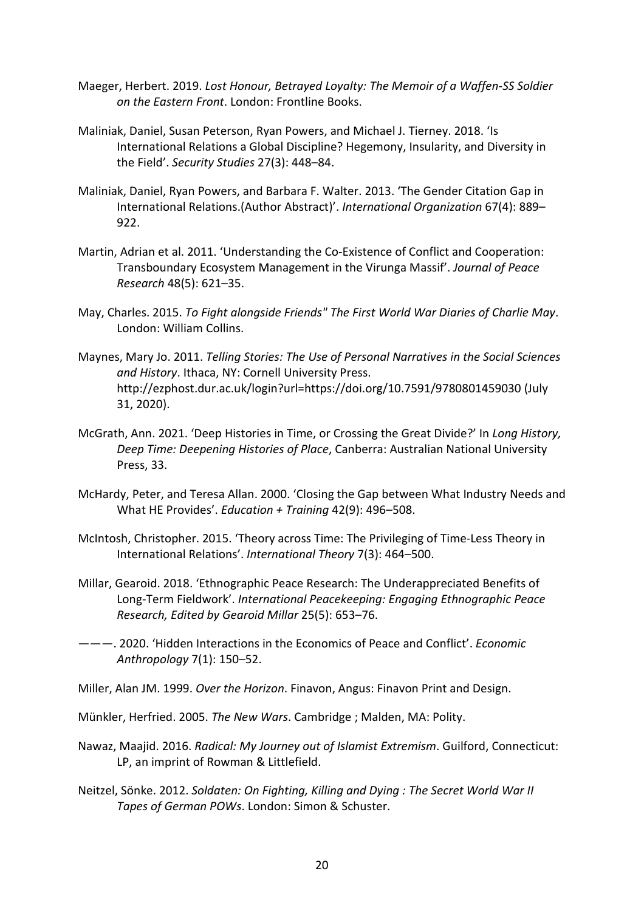Maeger, Herbert. 2019. *Lost Honour, Betrayed Loyalty: The Memoir of a Waffen-SS Soldier on the Eastern Front*. London: Frontline Books.

Maliniak, Daniel, Susan Peterson, Ryan Powers, and Michael J. Tierney. 2018. 'Is International Relations a Global Discipline? Hegemony, Insularity, and Diversity in the Field'. *Security Studies* 27(3): 448–84.

Maliniak, Daniel, Ryan Powers, and Barbara F. Walter. 2013. 'The Gender Citation Gap in International Relations.(Author Abstract)'. *International Organization* 67(4): 889–922.

Martin, Adrian et al. 2011. 'Understanding the Co-Existence of Conflict and Cooperation: Transboundary Ecosystem Management in the Virunga Massif'. *Journal of Peace Research* 48(5): 621–35.

May, Charles. 2015. *To Fight alongside Friends" The First World War Diaries of Charlie May*. London: William Collins.

Maynes, Mary Jo. 2011. *Telling Stories: The Use of Personal Narratives in the Social Sciences and History*. Ithaca, NY: Cornell University Press. http://ezphost.dur.ac.uk/login?url=https://doi.org/10.7591/9780801459030 (July 31, 2020).

McGrath, Ann. 2021. 'Deep Histories in Time, or Crossing the Great Divide?' In *Long History, Deep Time: Deepening Histories of Place*, Canberra: Australian National University Press, 33.

McHardy, Peter, and Teresa Allan. 2000. 'Closing the Gap between What Industry Needs and What HE Provides'. *Education + Training* 42(9): 496–508.

McIntosh, Christopher. 2015. 'Theory across Time: The Privileging of Time-Less Theory in International Relations'. *International Theory* 7(3): 464–500.

Millar, Gearoid. 2018. 'Ethnographic Peace Research: The Underappreciated Benefits of Long-Term Fieldwork'. *International Peacekeeping: Engaging Ethnographic Peace Research, Edited by Gearoid Millar* 25(5): 653–76.

———. 2020. 'Hidden Interactions in the Economics of Peace and Conflict'. *Economic Anthropology* 7(1): 150–52.

Miller, Alan JM. 1999. *Over the Horizon*. Finavon, Angus: Finavon Print and Design.

Münkler, Herfried. 2005. *The New Wars*. Cambridge ; Malden, MA: Polity.

Nawaz, Maajid. 2016. *Radical: My Journey out of Islamist Extremism*. Guilford, Connecticut: LP, an imprint of Rowman & Littlefield.

Neitzel, Sönke. 2012. *Soldaten: On Fighting, Killing and Dying : The Secret World War II Tapes of German POWs*. London: Simon & Schuster.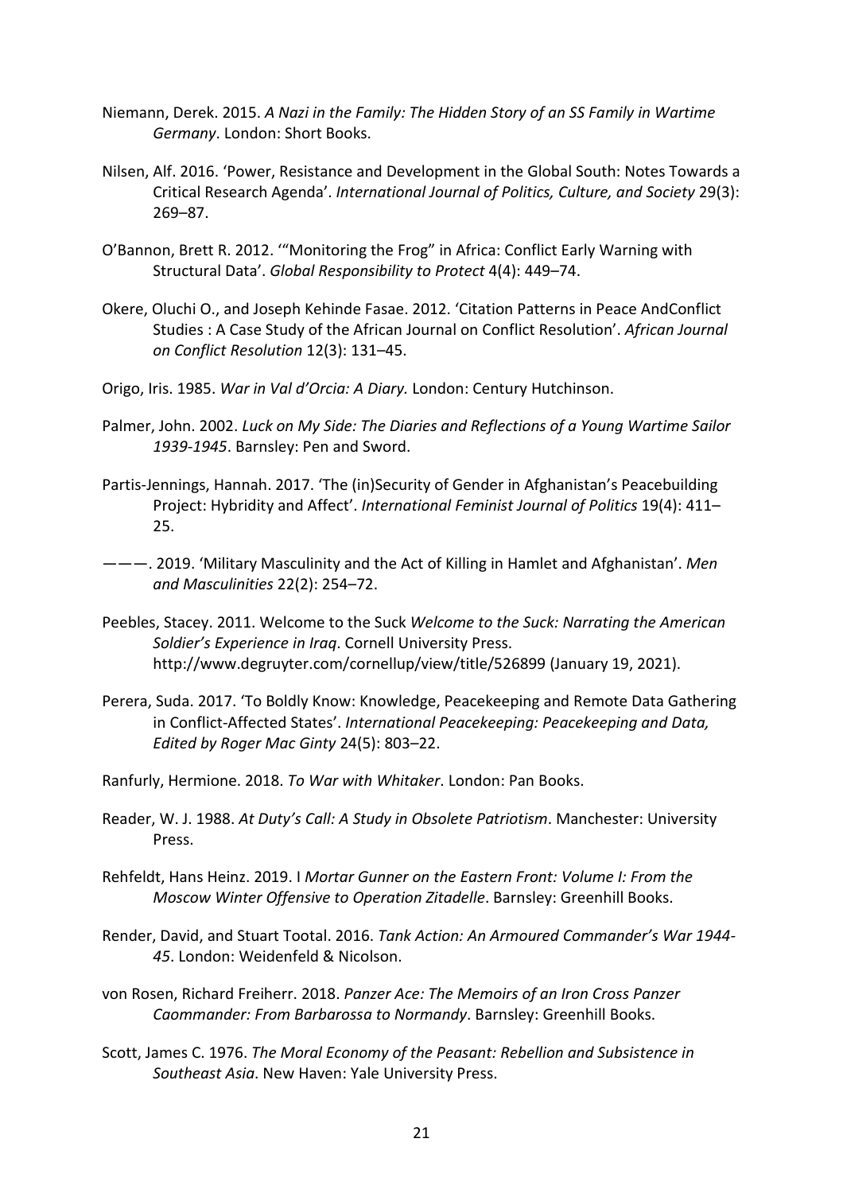Niemann, Derek. 2015. *A Nazi in the Family: The Hidden Story of an SS Family in Wartime Germany*. London: Short Books.

Nilsen, Alf. 2016. 'Power, Resistance and Development in the Global South: Notes Towards a Critical Research Agenda'. *International Journal of Politics, Culture, and Society* 29(3): 269–87.

O'Bannon, Brett R. 2012. '"Monitoring the Frog" in Africa: Conflict Early Warning with Structural Data'. *Global Responsibility to Protect* 4(4): 449–74.

Okere, Oluchi O., and Joseph Kehinde Fasae. 2012. 'Citation Patterns in Peace AndConflict Studies : A Case Study of the African Journal on Conflict Resolution'. *African Journal on Conflict Resolution* 12(3): 131–45.

Origo, Iris. 1985. *War in Val d'Orcia: A Diary.* London: Century Hutchinson.

Palmer, John. 2002. *Luck on My Side: The Diaries and Reflections of a Young Wartime Sailor 1939-1945*. Barnsley: Pen and Sword.

Partis-Jennings, Hannah. 2017. 'The (in)Security of Gender in Afghanistan's Peacebuilding Project: Hybridity and Affect'. *International Feminist Journal of Politics* 19(4): 411–25.

———. 2019. 'Military Masculinity and the Act of Killing in Hamlet and Afghanistan'. *Men and Masculinities* 22(2): 254–72.

Peebles, Stacey. 2011. Welcome to the Suck *Welcome to the Suck: Narrating the American Soldier's Experience in Iraq*. Cornell University Press. http://www.degruyter.com/cornellup/view/title/526899 (January 19, 2021).

Perera, Suda. 2017. 'To Boldly Know: Knowledge, Peacekeeping and Remote Data Gathering in Conflict-Affected States'. *International Peacekeeping: Peacekeeping and Data, Edited by Roger Mac Ginty* 24(5): 803–22.

Ranfurly, Hermione. 2018. *To War with Whitaker*. London: Pan Books.

Reader, W. J. 1988. *At Duty's Call: A Study in Obsolete Patriotism*. Manchester: University Press.

Rehfeldt, Hans Heinz. 2019. I *Mortar Gunner on the Eastern Front: Volume I: From the Moscow Winter Offensive to Operation Zitadelle*. Barnsley: Greenhill Books.

Render, David, and Stuart Tootal. 2016. *Tank Action: An Armoured Commander's War 1944-45*. London: Weidenfeld & Nicolson.

von Rosen, Richard Freiherr. 2018. *Panzer Ace: The Memoirs of an Iron Cross Panzer Caommander: From Barbarossa to Normandy*. Barnsley: Greenhill Books.

Scott, James C. 1976. *The Moral Economy of the Peasant: Rebellion and Subsistence in Southeast Asia*. New Haven: Yale University Press.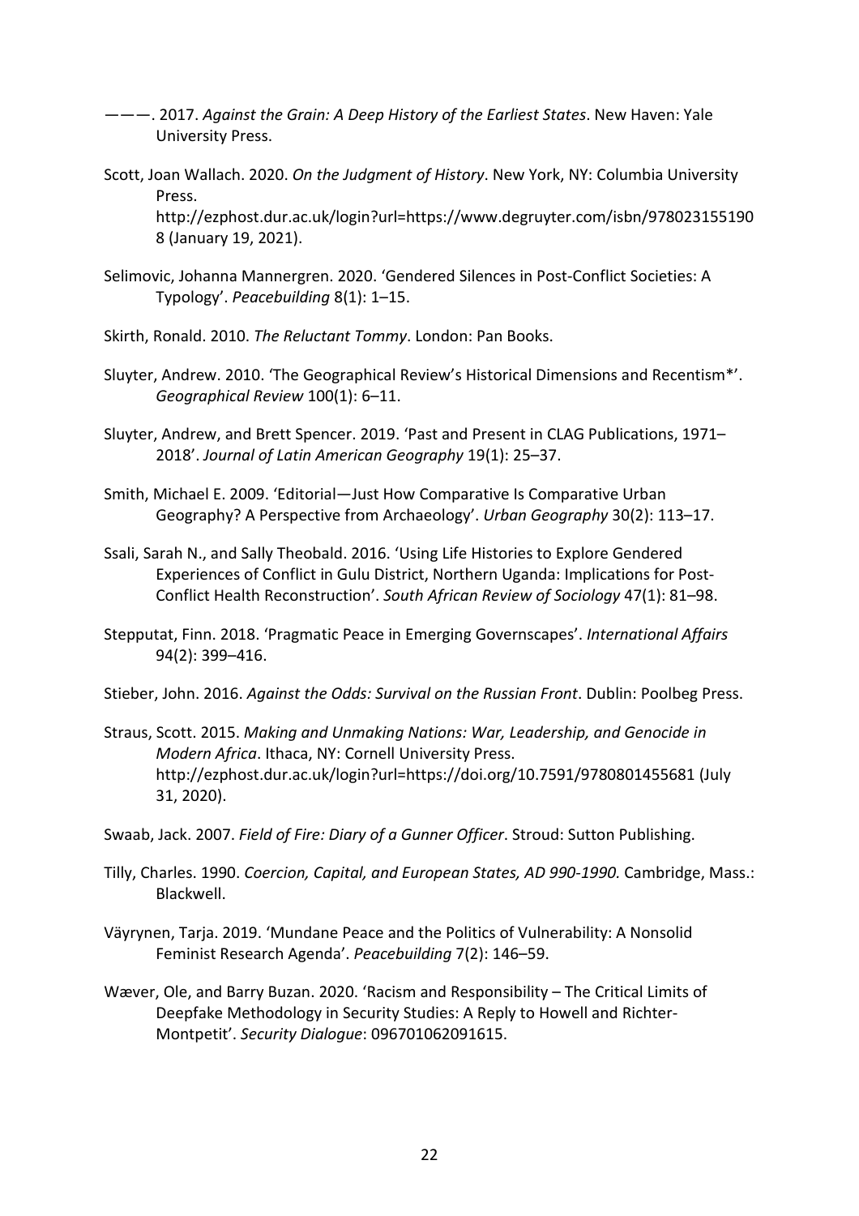———. 2017. *Against the Grain: A Deep History of the Earliest States*. New Haven: Yale University Press.

Scott, Joan Wallach. 2020. *On the Judgment of History*. New York, NY: Columbia University Press. http://ezphost.dur.ac.uk/login?url=https://www.degruyter.com/isbn/9780231551908 (January 19, 2021).

Selimovic, Johanna Mannergren. 2020. 'Gendered Silences in Post-Conflict Societies: A Typology'. *Peacebuilding* 8(1): 1–15.

Skirth, Ronald. 2010. *The Reluctant Tommy*. London: Pan Books.

Sluyter, Andrew. 2010. 'The Geographical Review's Historical Dimensions and Recentism*'. *Geographical Review* 100(1): 6–11.

Sluyter, Andrew, and Brett Spencer. 2019. 'Past and Present in CLAG Publications, 1971–2018'. *Journal of Latin American Geography* 19(1): 25–37.

Smith, Michael E. 2009. 'Editorial—Just How Comparative Is Comparative Urban Geography? A Perspective from Archaeology'. *Urban Geography* 30(2): 113–17.

Ssali, Sarah N., and Sally Theobald. 2016. 'Using Life Histories to Explore Gendered Experiences of Conflict in Gulu District, Northern Uganda: Implications for Post-Conflict Health Reconstruction'. *South African Review of Sociology* 47(1): 81–98.

Stepputat, Finn. 2018. 'Pragmatic Peace in Emerging Governscapes'. *International Affairs* 94(2): 399–416.

Stieber, John. 2016. *Against the Odds: Survival on the Russian Front*. Dublin: Poolbeg Press.

Straus, Scott. 2015. *Making and Unmaking Nations: War, Leadership, and Genocide in Modern Africa*. Ithaca, NY: Cornell University Press. http://ezphost.dur.ac.uk/login?url=https://doi.org/10.7591/9780801455681 (July 31, 2020).

Swaab, Jack. 2007. *Field of Fire: Diary of a Gunner Officer*. Stroud: Sutton Publishing.

Tilly, Charles. 1990. *Coercion, Capital, and European States, AD 990-1990.* Cambridge, Mass.: Blackwell.

Väyrynen, Tarja. 2019. 'Mundane Peace and the Politics of Vulnerability: A Nonsolid Feminist Research Agenda'. *Peacebuilding* 7(2): 146–59.

Wæver, Ole, and Barry Buzan. 2020. 'Racism and Responsibility – The Critical Limits of Deepfake Methodology in Security Studies: A Reply to Howell and Richter-Montpetit'. *Security Dialogue*: 096701062091615.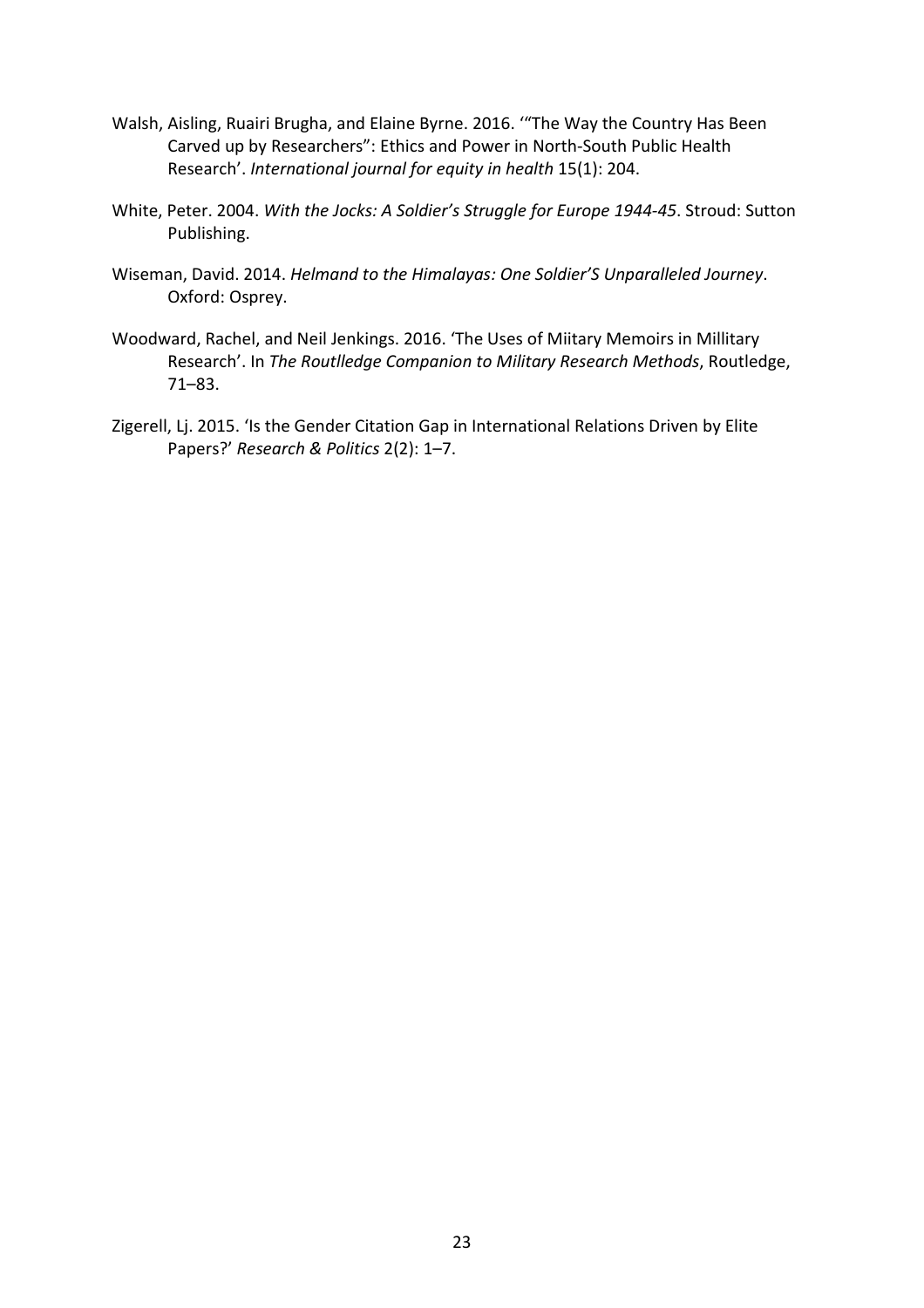Walsh, Aisling, Ruairi Brugha, and Elaine Byrne. 2016. '"The Way the Country Has Been Carved up by Researchers": Ethics and Power in North-South Public Health Research'. *International journal for equity in health* 15(1): 204.

White, Peter. 2004. *With the Jocks: A Soldier's Struggle for Europe 1944-45*. Stroud: Sutton Publishing.

Wiseman, David. 2014. *Helmand to the Himalayas: One Soldier'S Unparalleled Journey*. Oxford: Osprey.

Woodward, Rachel, and Neil Jenkings. 2016. 'The Uses of Miitary Memoirs in Millitary Research'. In *The Routlledge Companion to Military Research Methods*, Routledge, 71–83.

Zigerell, Lj. 2015. 'Is the Gender Citation Gap in International Relations Driven by Elite Papers?' *Research & Politics* 2(2): 1–7.